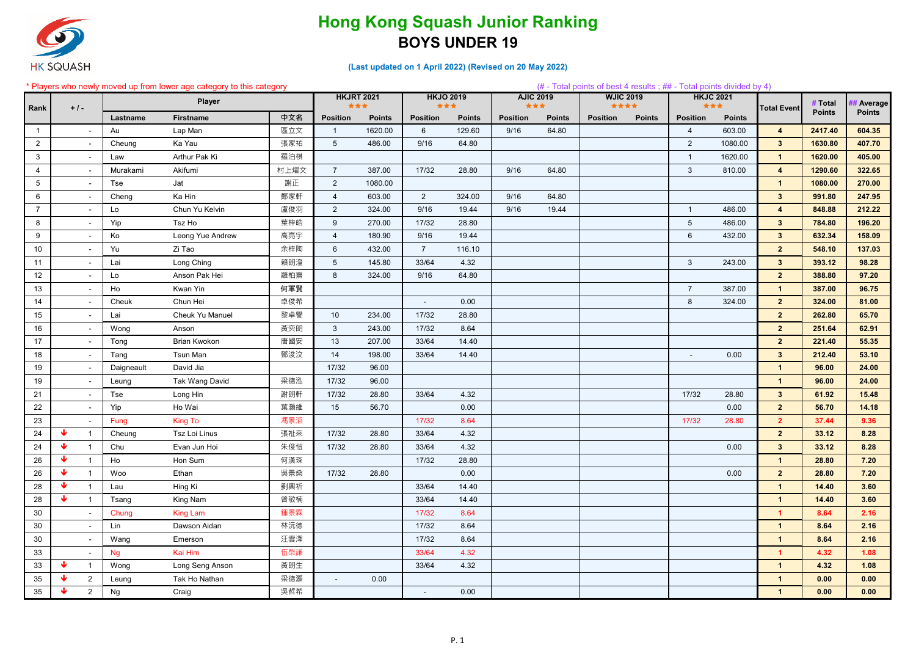# Hong Kong Squash Junior Ranking

## BOYS UNDER 19

(Last updated on 1 April 2022) (Revised on 20 May 2022)

\* Players who newly moved up from lower age category to this category

(# - Total points of best 4 results ; ## - Total points divided by 4)

| Rank | + / - | | Player | | | HKJRT 2021 ★★★ | | HKJO 2019 ★★★ | | AJIC 2019 ★★★ | | WJIC 2019 ★★★★ | | HKJC 2021 ★★★ | | Total Event | # Total Points | ## Average Points |
|---|---|---|---|---|---|---|---|---|---|---|---|---|---|---|---|---|---|---|
| | | | Lastname | Firstname | 中文名 | Position | Points | Position | Points | Position | Points | Position | Points | Position | Points | | | |
| 1 | | - | Au | Lap Man | 區立文 | 1 | 1620.00 | 6 | 129.60 | 9/16 | 64.80 | | | 4 | 603.00 | 4 | 2417.40 | 604.35 |
| 2 | | - | Cheung | Ka Yau | 張家祐 | 5 | 486.00 | 9/16 | 64.80 | | | | | 2 | 1080.00 | 3 | 1630.80 | 407.70 |
| 3 | | - | Law | Arthur Pak Ki | 羅泊棋 | | | | | | | | | 1 | 1620.00 | 1 | 1620.00 | 405.00 |
| 4 | | - | Murakami | Akifumi | 村上燿文 | 7 | 387.00 | 17/32 | 28.80 | 9/16 | 64.80 | | | 3 | 810.00 | 4 | 1290.60 | 322.65 |
| 5 | | - | Tse | Jat | 謝正 | 2 | 1080.00 | | | | | | | | | 1 | 1080.00 | 270.00 |
| 6 | | - | Cheng | Ka Hin | 鄭家軒 | 4 | 603.00 | 2 | 324.00 | 9/16 | 64.80 | | | | | 3 | 991.80 | 247.95 |
| 7 | | - | Lo | Chun Yu Kelvin | 盧俊羽 | 2 | 324.00 | 9/16 | 19.44 | 9/16 | 19.44 | | | 1 | 486.00 | 4 | 848.88 | 212.22 |
| 8 | | - | Yip | Tsz Ho | 葉梓皓 | 9 | 270.00 | 17/32 | 28.80 | | | | | 5 | 486.00 | 3 | 784.80 | 196.20 |
| 9 | | - | Ko | Leong Yue Andrew | 高亮宇 | 4 | 180.90 | 9/16 | 19.44 | | | | | 6 | 432.00 | 3 | 632.34 | 158.09 |
| 10 | | - | Yu | Zi Tao | 余梓陶 | 6 | 432.00 | 7 | 116.10 | | | | | | | 2 | 548.10 | 137.03 |
| 11 | | - | Lai | Long Ching | 賴朗澄 | 5 | 145.80 | 33/64 | 4.32 | | | | | 3 | 243.00 | 3 | 393.12 | 98.28 |
| 12 | | - | Lo | Anson Pak Hei | 羅柏熹 | 8 | 324.00 | 9/16 | 64.80 | | | | | | | 2 | 388.80 | 97.20 |
| 13 | | - | Ho | Kwan Yin | 何軍賢 | | | | | | | | | 7 | 387.00 | 1 | 387.00 | 96.75 |
| 14 | | - | Cheuk | Chun Hei | 卓俊希 | | | - | 0.00 | | | | | 8 | 324.00 | 2 | 324.00 | 81.00 |
| 15 | | - | Lai | Cheuk Yu Manuel | 黎卓譽 | 10 | 234.00 | 17/32 | 28.80 | | | | | | | 2 | 262.80 | 65.70 |
| 16 | | - | Wong | Anson | 黃奕朗 | 3 | 243.00 | 17/32 | 8.64 | | | | | | | 2 | 251.64 | 62.91 |
| 17 | | - | Tong | Brian Kwokon | 唐國安 | 13 | 207.00 | 33/64 | 14.40 | | | | | | | 2 | 221.40 | 55.35 |
| 18 | | - | Tang | Tsun Man | 鄧浚汶 | 14 | 198.00 | 33/64 | 14.40 | | | | | - | 0.00 | 3 | 212.40 | 53.10 |
| 19 | | - | Daigneault | David Jia | | 17/32 | 96.00 | | | | | | | | | 1 | 96.00 | 24.00 |
| 19 | | - | Leung | Tak Wang David | 梁德泓 | 17/32 | 96.00 | | | | | | | | | 1 | 96.00 | 24.00 |
| 21 | | - | Tse | Long Hin | 謝朗軒 | 17/32 | 28.80 | 33/64 | 4.32 | | | | | 17/32 | 28.80 | 3 | 61.92 | 15.48 |
| 22 | | - | Yip | Ho Wai | 葉灝維 | 15 | 56.70 | | 0.00 | | | | | | 0.00 | 2 | 56.70 | 14.18 |
| 23 | | - | Fung | King To | 馮景滔 | | | 17/32 | 8.64 | | | | | 17/32 | 28.80 | 2 | 37.44 | 9.36 |
| 24 | ↓ | 1 | Cheung | Tsz Loi Linus | 張祉來 | 17/32 | 28.80 | 33/64 | 4.32 | | | | | | | 2 | 33.12 | 8.28 |
| 24 | ↓ | 1 | Chu | Evan Jun Hoi | 朱俊愷 | 17/32 | 28.80 | 33/64 | 4.32 | | | | | | 0.00 | 3 | 33.12 | 8.28 |
| 26 | ↓ | 1 | Ho | Hon Sum | 何漢琛 | | | 17/32 | 28.80 | | | | | | | 1 | 28.80 | 7.20 |
| 26 | ↓ | 1 | Woo | Ethan | 吳景燊 | 17/32 | 28.80 | | 0.00 | | | | | | 0.00 | 2 | 28.80 | 7.20 |
| 28 | ↓ | 1 | Lau | Hing Ki | 劉興祈 | | | 33/64 | 14.40 | | | | | | | 1 | 14.40 | 3.60 |
| 28 | ↓ | 1 | Tsang | King Nam | 曾敬楠 | | | 33/64 | 14.40 | | | | | | | 1 | 14.40 | 3.60 |
| 30 | | - | Chung | King Lam | 鍾景霖 | | | 17/32 | 8.64 | | | | | | | 1 | 8.64 | 2.16 |
| 30 | | - | Lin | Dawson Aidan | 林沅德 | | | 17/32 | 8.64 | | | | | | | 1 | 8.64 | 2.16 |
| 30 | | - | Wang | Emerson | 汪雲澤 | | | 17/32 | 8.64 | | | | | | | 1 | 8.64 | 2.16 |
| 33 | | - | Ng | Kai Him | 伍棨謙 | | | 33/64 | 4.32 | | | | | | | 1 | 4.32 | 1.08 |
| 33 | ↓ | 1 | Wong | Long Seng Anson | 黃朗生 | | | 33/64 | 4.32 | | | | | | | 1 | 4.32 | 1.08 |
| 35 | ↓ | 2 | Leung | Tak Ho Nathan | 梁德灝 | - | 0.00 | | | | | | | | | 1 | 0.00 | 0.00 |
| 35 | ↓ | 2 | Ng | Craig | 吳哲希 | | | - | 0.00 | | | | | | | 1 | 0.00 | 0.00 |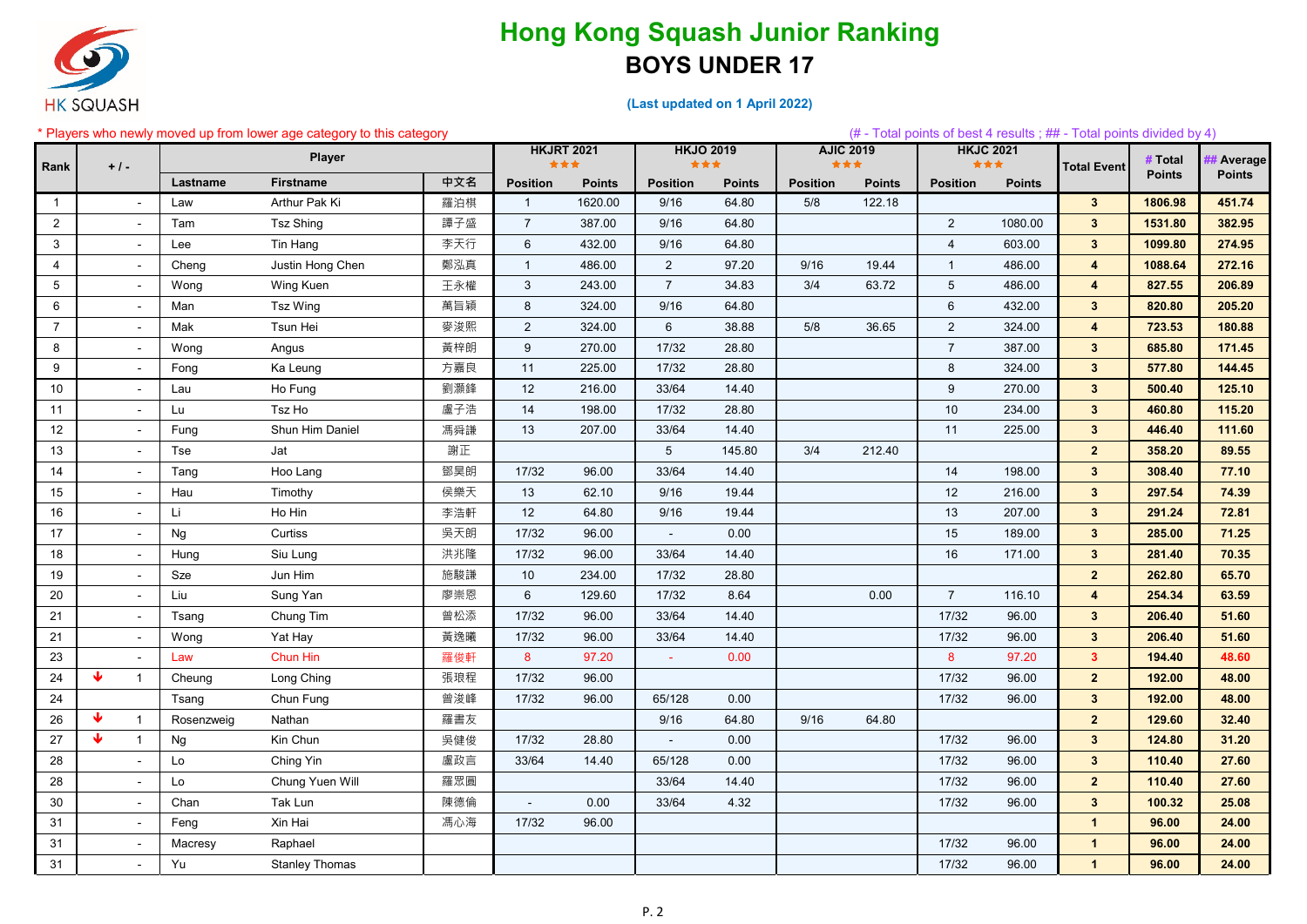# Hong Kong Squash Junior Ranking

## BOYS UNDER 17

(Last updated on 1 April 2022)

\* Players who newly moved up from lower age category to this category

(# - Total points of best 4 results ; ## - Total points divided by 4)

| Rank | + / - | | Player | | | HKJRT 2021 ★★★ | | HKJO 2019 ★★★ | | AJIC 2019 ★★★ | | HKJC 2021 ★★★ | | Total Event | # Total Points | ## Average Points |
|---|---|---|---|---|---|---|---|---|---|---|---|---|---|---|---|---|
| | | | Lastname | Firstname | 中文名 | Position | Points | Position | Points | Position | Points | Position | Points | | | |
| 1 | | - | Law | Arthur Pak Ki | 羅泊棋 | 1 | 1620.00 | 9/16 | 64.80 | 5/8 | 122.18 | | | 3 | 1806.98 | 451.74 |
| 2 | | - | Tam | Tsz Shing | 譚子盛 | 7 | 387.00 | 9/16 | 64.80 | | | 2 | 1080.00 | 3 | 1531.80 | 382.95 |
| 3 | | - | Lee | Tin Hang | 李天行 | 6 | 432.00 | 9/16 | 64.80 | | | 4 | 603.00 | 3 | 1099.80 | 274.95 |
| 4 | | - | Cheng | Justin Hong Chen | 鄭泓真 | 1 | 486.00 | 2 | 97.20 | 9/16 | 19.44 | 1 | 486.00 | 4 | 1088.64 | 272.16 |
| 5 | | - | Wong | Wing Kuen | 王永權 | 3 | 243.00 | 7 | 34.83 | 3/4 | 63.72 | 5 | 486.00 | 4 | 827.55 | 206.89 |
| 6 | | - | Man | Tsz Wing | 萬旨穎 | 8 | 324.00 | 9/16 | 64.80 | | | 6 | 432.00 | 3 | 820.80 | 205.20 |
| 7 | | - | Mak | Tsun Hei | 麥浚熙 | 2 | 324.00 | 6 | 38.88 | 5/8 | 36.65 | 2 | 324.00 | 4 | 723.53 | 180.88 |
| 8 | | - | Wong | Angus | 黃梓朗 | 9 | 270.00 | 17/32 | 28.80 | | | 7 | 387.00 | 3 | 685.80 | 171.45 |
| 9 | | - | Fong | Ka Leung | 方嘉良 | 11 | 225.00 | 17/32 | 28.80 | | | 8 | 324.00 | 3 | 577.80 | 144.45 |
| 10 | | - | Lau | Ho Fung | 劉灝鋒 | 12 | 216.00 | 33/64 | 14.40 | | | 9 | 270.00 | 3 | 500.40 | 125.10 |
| 11 | | - | Lu | Tsz Ho | 盧子浩 | 14 | 198.00 | 17/32 | 28.80 | | | 10 | 234.00 | 3 | 460.80 | 115.20 |
| 12 | | - | Fung | Shun Him Daniel | 馮舜謙 | 13 | 207.00 | 33/64 | 14.40 | | | 11 | 225.00 | 3 | 446.40 | 111.60 |
| 13 | | - | Tse | Jat | 謝正 | | | 5 | 145.80 | 3/4 | 212.40 | | | 2 | 358.20 | 89.55 |
| 14 | | - | Tang | Hoo Lang | 鄧昊朗 | 17/32 | 96.00 | 33/64 | 14.40 | | | 14 | 198.00 | 3 | 308.40 | 77.10 |
| 15 | | - | Hau | Timothy | 侯樂天 | 13 | 62.10 | 9/16 | 19.44 | | | 12 | 216.00 | 3 | 297.54 | 74.39 |
| 16 | | - | Li | Ho Hin | 李浩軒 | 12 | 64.80 | 9/16 | 19.44 | | | 13 | 207.00 | 3 | 291.24 | 72.81 |
| 17 | | - | Ng | Curtiss | 吳天朗 | 17/32 | 96.00 | - | 0.00 | | | 15 | 189.00 | 3 | 285.00 | 71.25 |
| 18 | | - | Hung | Siu Lung | 洪兆隆 | 17/32 | 96.00 | 33/64 | 14.40 | | | 16 | 171.00 | 3 | 281.40 | 70.35 |
| 19 | | - | Sze | Jun Him | 施駿謙 | 10 | 234.00 | 17/32 | 28.80 | | | | | 2 | 262.80 | 65.70 |
| 20 | | - | Liu | Sung Yan | 廖崇恩 | 6 | 129.60 | 17/32 | 8.64 | | 0.00 | 7 | 116.10 | 4 | 254.34 | 63.59 |
| 21 | | - | Tsang | Chung Tim | 曾松添 | 17/32 | 96.00 | 33/64 | 14.40 | | | 17/32 | 96.00 | 3 | 206.40 | 51.60 |
| 21 | | - | Wong | Yat Hay | 黃逸曦 | 17/32 | 96.00 | 33/64 | 14.40 | | | 17/32 | 96.00 | 3 | 206.40 | 51.60 |
| 23 | | - | Law | Chun Hin | 羅俊軒 | 8 | 97.20 | - | 0.00 | | | 8 | 97.20 | 3 | 194.40 | 48.60 |
| 24 | ↓ | 1 | Cheung | Long Ching | 張珢程 | 17/32 | 96.00 | | | | | 17/32 | 96.00 | 2 | 192.00 | 48.00 |
| 24 | | | Tsang | Chun Fung | 曾浚峰 | 17/32 | 96.00 | 65/128 | 0.00 | | | 17/32 | 96.00 | 3 | 192.00 | 48.00 |
| 26 | ↓ | 1 | Rosenzweig | Nathan | 羅書友 | | | 9/16 | 64.80 | 9/16 | 64.80 | | | 2 | 129.60 | 32.40 |
| 27 | ↓ | 1 | Ng | Kin Chun | 吳健俊 | 17/32 | 28.80 | - | 0.00 | | | 17/32 | 96.00 | 3 | 124.80 | 31.20 |
| 28 | | - | Lo | Ching Yin | 盧政言 | 33/64 | 14.40 | 65/128 | 0.00 | | | 17/32 | 96.00 | 3 | 110.40 | 27.60 |
| 28 | | - | Lo | Chung Yuen Will | 羅眾圓 | | | 33/64 | 14.40 | | | 17/32 | 96.00 | 2 | 110.40 | 27.60 |
| 30 | | - | Chan | Tak Lun | 陳德倫 | - | 0.00 | 33/64 | 4.32 | | | 17/32 | 96.00 | 3 | 100.32 | 25.08 |
| 31 | | - | Feng | Xin Hai | 馮心海 | 17/32 | 96.00 | | | | | | | 1 | 96.00 | 24.00 |
| 31 | | - | Macresy | Raphael | | | | | | | | 17/32 | 96.00 | 1 | 96.00 | 24.00 |
| 31 | | - | Yu | Stanley Thomas | | | | | | | | 17/32 | 96.00 | 1 | 96.00 | 24.00 |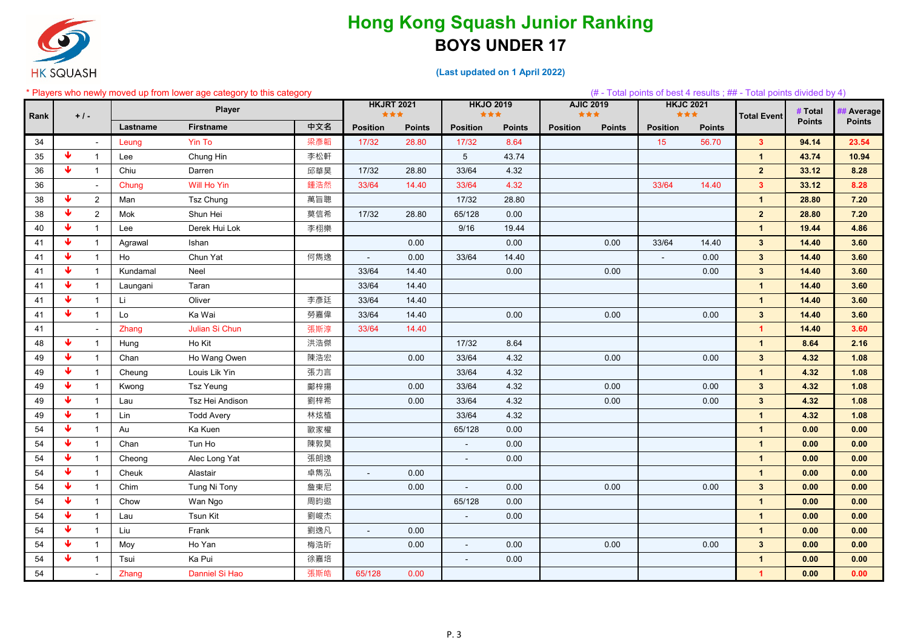HK SQUASH

# Hong Kong Squash Junior Ranking

## BOYS UNDER 17

**(Last updated on 1 April 2022)**

\* Players who newly moved up from lower age category to this category

(# - Total points of best 4 results ; ## - Total points divided by 4)

| Rank | + / - | | Player | | | HKJRT 2021 ★★★ | | HKJO 2019 ★★★ | | AJIC 2019 ★★★ | | HKJC 2021 ★★★ | | Total Event | # Total Points | ## Average Points |
|---|---|---|---|---|---|---|---|---|---|---|---|---|---|---|---|---|
| | | | Lastname | Firstname | 中文名 | Position | Points | Position | Points | Position | Points | Position | Points | | | |
| 34 | | - | Leung | Yin To | 梁彥韜 | 17/32 | 28.80 | 17/32 | 8.64 | | | 15 | 56.70 | 3 | 94.14 | 23.54 |
| 35 | ↓ | 1 | Lee | Chung Hin | 李松軒 | | | 5 | 43.74 | | | | | 1 | 43.74 | 10.94 |
| 36 | ↓ | 1 | Chiu | Darren | 邱華昊 | 17/32 | 28.80 | 33/64 | 4.32 | | | | | 2 | 33.12 | 8.28 |
| 36 | | - | Chung | Will Ho Yin | 鍾浩然 | 33/64 | 14.40 | 33/64 | 4.32 | | | 33/64 | 14.40 | 3 | 33.12 | 8.28 |
| 38 | ↓ | 2 | Man | Tsz Chung | 萬旨聰 | | | 17/32 | 28.80 | | | | | 1 | 28.80 | 7.20 |
| 38 | ↓ | 2 | Mok | Shun Hei | 莫信希 | 17/32 | 28.80 | 65/128 | 0.00 | | | | | 2 | 28.80 | 7.20 |
| 40 | ↓ | 1 | Lee | Derek Hui Lok | 李栩樂 | | | 9/16 | 19.44 | | | | | 1 | 19.44 | 4.86 |
| 41 | ↓ | 1 | Agrawal | Ishan | | | 0.00 | | 0.00 | | 0.00 | 33/64 | 14.40 | 3 | 14.40 | 3.60 |
| 41 | ↓ | 1 | Ho | Chun Yat | 何雋逸 | - | 0.00 | 33/64 | 14.40 | | | - | 0.00 | 3 | 14.40 | 3.60 |
| 41 | ↓ | 1 | Kundamal | Neel | | 33/64 | 14.40 | | 0.00 | | 0.00 | | 0.00 | 3 | 14.40 | 3.60 |
| 41 | ↓ | 1 | Laungani | Taran | | 33/64 | 14.40 | | | | | | | 1 | 14.40 | 3.60 |
| 41 | ↓ | 1 | Li | Oliver | 李彥廷 | 33/64 | 14.40 | | | | | | | 1 | 14.40 | 3.60 |
| 41 | ↓ | 1 | Lo | Ka Wai | 勞嘉偉 | 33/64 | 14.40 | | 0.00 | | 0.00 | | 0.00 | 3 | 14.40 | 3.60 |
| 41 | | - | Zhang | Julian Si Chun | 張斯淳 | 33/64 | 14.40 | | | | | | | 1 | 14.40 | 3.60 |
| 48 | ↓ | 1 | Hung | Ho Kit | 洪浩傑 | | | 17/32 | 8.64 | | | | | 1 | 8.64 | 2.16 |
| 49 | ↓ | 1 | Chan | Ho Wang Owen | 陳浩宏 | | 0.00 | 33/64 | 4.32 | | 0.00 | | 0.00 | 3 | 4.32 | 1.08 |
| 49 | ↓ | 1 | Cheung | Louis Lik Yin | 張力言 | | | 33/64 | 4.32 | | | | | 1 | 4.32 | 1.08 |
| 49 | ↓ | 1 | Kwong | Tsz Yeung | 鄺梓揚 | | 0.00 | 33/64 | 4.32 | | 0.00 | | 0.00 | 3 | 4.32 | 1.08 |
| 49 | ↓ | 1 | Lau | Tsz Hei Andison | 劉梓希 | | 0.00 | 33/64 | 4.32 | | 0.00 | | 0.00 | 3 | 4.32 | 1.08 |
| 49 | ↓ | 1 | Lin | Todd Avery | 林炫植 | | | 33/64 | 4.32 | | | | | 1 | 4.32 | 1.08 |
| 54 | ↓ | 1 | Au | Ka Kuen | 歐家權 | | | 65/128 | 0.00 | | | | | 1 | 0.00 | 0.00 |
| 54 | ↓ | 1 | Chan | Tun Ho | 陳敦昊 | | | - | 0.00 | | | | | 1 | 0.00 | 0.00 |
| 54 | ↓ | 1 | Cheong | Alec Long Yat | 張朗逸 | | | - | 0.00 | | | | | 1 | 0.00 | 0.00 |
| 54 | ↓ | 1 | Cheuk | Alastair | 卓雋泓 | - | 0.00 | | | | | | | 1 | 0.00 | 0.00 |
| 54 | ↓ | 1 | Chim | Tung Ni Tony | 詹東尼 | | 0.00 | - | 0.00 | | 0.00 | | 0.00 | 3 | 0.00 | 0.00 |
| 54 | ↓ | 1 | Chow | Wan Ngo | 周昀遨 | | | 65/128 | 0.00 | | | | | 1 | 0.00 | 0.00 |
| 54 | ↓ | 1 | Lau | Tsun Kit | 劉峻杰 | | | - | 0.00 | | | | | 1 | 0.00 | 0.00 |
| 54 | ↓ | 1 | Liu | Frank | 劉逸凡 | - | 0.00 | | | | | | | 1 | 0.00 | 0.00 |
| 54 | ↓ | 1 | Moy | Ho Yan | 梅浩昕 | | 0.00 | - | 0.00 | | 0.00 | | 0.00 | 3 | 0.00 | 0.00 |
| 54 | ↓ | 1 | Tsui | Ka Pui | 徐嘉培 | | | - | 0.00 | | | | | 1 | 0.00 | 0.00 |
| 54 | | - | Zhang | Danniel Si Hao | 張斯皓 | 65/128 | 0.00 | | | | | | | 1 | 0.00 | 0.00 |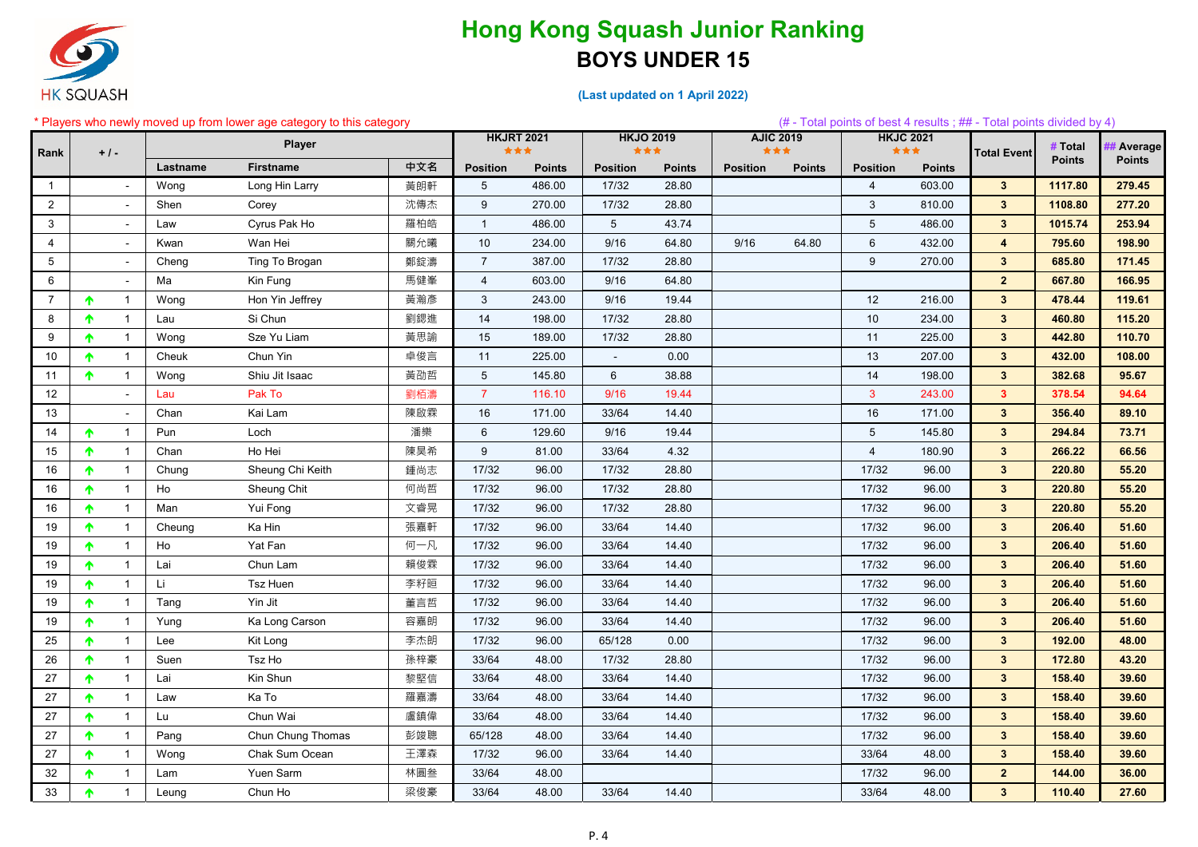# Hong Kong Squash Junior Ranking

## BOYS UNDER 15

**(Last updated on 1 April 2022)**

\* Players who newly moved up from lower age category to this category

(# - Total points of best 4 results ; ## - Total points divided by 4)

| Rank | + / - | | Player | | | HKJRT 2021 ★★★ | | HKJO 2019 ★★★ | | AJIC 2019 ★★★ | | HKJC 2021 ★★★ | | Total Event | # Total Points | ## Average Points |
|---|---|---|---|---|---|---|---|---|---|---|---|---|---|---|---|---|
| | | | Lastname | Firstname | 中文名 | Position | Points | Position | Points | Position | Points | Position | Points | | | |
| 1 | | - | Wong | Long Hin Larry | 黃朗軒 | 5 | 486.00 | 17/32 | 28.80 | | | 4 | 603.00 | 3 | 1117.80 | 279.45 |
| 2 | | - | Shen | Corey | 沈傳杰 | 9 | 270.00 | 17/32 | 28.80 | | | 3 | 810.00 | 3 | 1108.80 | 277.20 |
| 3 | | - | Law | Cyrus Pak Ho | 羅柏皓 | 1 | 486.00 | 5 | 43.74 | | | 5 | 486.00 | 3 | 1015.74 | 253.94 |
| 4 | | - | Kwan | Wan Hei | 關允曦 | 10 | 234.00 | 9/16 | 64.80 | 9/16 | 64.80 | 6 | 432.00 | 4 | 795.60 | 198.90 |
| 5 | | - | Cheng | Ting To Brogan | 鄭鋌濤 | 7 | 387.00 | 17/32 | 28.80 | | | 9 | 270.00 | 3 | 685.80 | 171.45 |
| 6 | | - | Ma | Kin Fung | 馬健峯 | 4 | 603.00 | 9/16 | 64.80 | | | | | 2 | 667.80 | 166.95 |
| 7 | ↑ | 1 | Wong | Hon Yin Jeffrey | 黃瀚彥 | 3 | 243.00 | 9/16 | 19.44 | | | 12 | 216.00 | 3 | 478.44 | 119.61 |
| 8 | ↑ | 1 | Lau | Si Chun | 劉鍶進 | 14 | 198.00 | 17/32 | 28.80 | | | 10 | 234.00 | 3 | 460.80 | 115.20 |
| 9 | ↑ | 1 | Wong | Sze Yu Liam | 黃思諭 | 15 | 189.00 | 17/32 | 28.80 | | | 11 | 225.00 | 3 | 442.80 | 110.70 |
| 10 | ↑ | 1 | Cheuk | Chun Yin | 卓俊言 | 11 | 225.00 | - | 0.00 | | | 13 | 207.00 | 3 | 432.00 | 108.00 |
| 11 | ↑ | 1 | Wong | Shiu Jit Isaac | 黃劭哲 | 5 | 145.80 | 6 | 38.88 | | | 14 | 198.00 | 3 | 382.68 | 95.67 |
| 12 | | - | Lau | Pak To | 劉栢濤 | 7 | 116.10 | 9/16 | 19.44 | | | 3 | 243.00 | 3 | 378.54 | 94.64 |
| 13 | | - | Chan | Kai Lam | 陳啟霖 | 16 | 171.00 | 33/64 | 14.40 | | | 16 | 171.00 | 3 | 356.40 | 89.10 |
| 14 | ↑ | 1 | Pun | Loch | 潘樂 | 6 | 129.60 | 9/16 | 19.44 | | | 5 | 145.80 | 3 | 294.84 | 73.71 |
| 15 | ↑ | 1 | Chan | Ho Hei | 陳昊希 | 9 | 81.00 | 33/64 | 4.32 | | | 4 | 180.90 | 3 | 266.22 | 66.56 |
| 16 | ↑ | 1 | Chung | Sheung Chi Keith | 鍾尚志 | 17/32 | 96.00 | 17/32 | 28.80 | | | 17/32 | 96.00 | 3 | 220.80 | 55.20 |
| 16 | ↑ | 1 | Ho | Sheung Chit | 何尚哲 | 17/32 | 96.00 | 17/32 | 28.80 | | | 17/32 | 96.00 | 3 | 220.80 | 55.20 |
| 16 | ↑ | 1 | Man | Yui Fong | 文睿晃 | 17/32 | 96.00 | 17/32 | 28.80 | | | 17/32 | 96.00 | 3 | 220.80 | 55.20 |
| 19 | ↑ | 1 | Cheung | Ka Hin | 張嘉軒 | 17/32 | 96.00 | 33/64 | 14.40 | | | 17/32 | 96.00 | 3 | 206.40 | 51.60 |
| 19 | ↑ | 1 | Ho | Yat Fan | 何一凡 | 17/32 | 96.00 | 33/64 | 14.40 | | | 17/32 | 96.00 | 3 | 206.40 | 51.60 |
| 19 | ↑ | 1 | Lai | Chun Lam | 賴俊霖 | 17/32 | 96.00 | 33/64 | 14.40 | | | 17/32 | 96.00 | 3 | 206.40 | 51.60 |
| 19 | ↑ | 1 | Li | Tsz Huen | 李籽晅 | 17/32 | 96.00 | 33/64 | 14.40 | | | 17/32 | 96.00 | 3 | 206.40 | 51.60 |
| 19 | ↑ | 1 | Tang | Yin Jit | 董言哲 | 17/32 | 96.00 | 33/64 | 14.40 | | | 17/32 | 96.00 | 3 | 206.40 | 51.60 |
| 19 | ↑ | 1 | Yung | Ka Long Carson | 容嘉朗 | 17/32 | 96.00 | 33/64 | 14.40 | | | 17/32 | 96.00 | 3 | 206.40 | 51.60 |
| 25 | ↑ | 1 | Lee | Kit Long | 李杰朗 | 17/32 | 96.00 | 65/128 | 0.00 | | | 17/32 | 96.00 | 3 | 192.00 | 48.00 |
| 26 | ↑ | 1 | Suen | Tsz Ho | 孫梓豪 | 33/64 | 48.00 | 17/32 | 28.80 | | | 17/32 | 96.00 | 3 | 172.80 | 43.20 |
| 27 | ↑ | 1 | Lai | Kin Shun | 黎堅信 | 33/64 | 48.00 | 33/64 | 14.40 | | | 17/32 | 96.00 | 3 | 158.40 | 39.60 |
| 27 | ↑ | 1 | Law | Ka To | 羅嘉濤 | 33/64 | 48.00 | 33/64 | 14.40 | | | 17/32 | 96.00 | 3 | 158.40 | 39.60 |
| 27 | ↑ | 1 | Lu | Chun Wai | 盧鎮偉 | 33/64 | 48.00 | 33/64 | 14.40 | | | 17/32 | 96.00 | 3 | 158.40 | 39.60 |
| 27 | ↑ | 1 | Pang | Chun Chung Thomas | 彭竣聰 | 65/128 | 48.00 | 33/64 | 14.40 | | | 17/32 | 96.00 | 3 | 158.40 | 39.60 |
| 27 | ↑ | 1 | Wong | Chak Sum Ocean | 王澤森 | 17/32 | 96.00 | 33/64 | 14.40 | | | 33/64 | 48.00 | 3 | 158.40 | 39.60 |
| 32 | ↑ | 1 | Lam | Yuen Sarm | 林圓叁 | 33/64 | 48.00 | | | | | 17/32 | 96.00 | 2 | 144.00 | 36.00 |
| 33 | ↑ | 1 | Leung | Chun Ho | 梁俊豪 | 33/64 | 48.00 | 33/64 | 14.40 | | | 33/64 | 48.00 | 3 | 110.40 | 27.60 |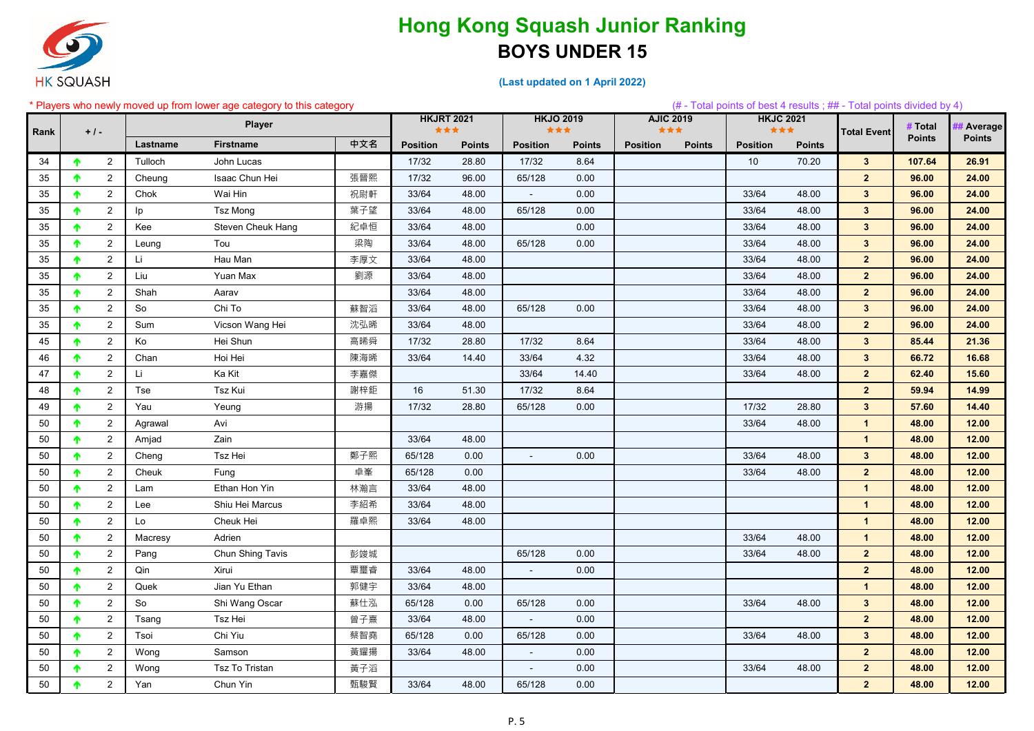# Hong Kong Squash Junior Ranking

## BOYS UNDER 15

(Last updated on 1 April 2022)

\* Players who newly moved up from lower age category to this category

(# - Total points of best 4 results ; ## - Total points divided by 4)

| Rank | +/- | | Player | | | HKJRT 2021 ★★★ | | HKJO 2019 ★★★ | | AJIC 2019 ★★★ | | HKJC 2021 ★★★ | | Total Event | # Total Points | ## Average Points |
|---|---|---|---|---|---|---|---|---|---|---|---|---|---|---|---|---|
| | | | Lastname | Firstname | 中文名 | Position | Points | Position | Points | Position | Points | Position | Points | | | |
| 34 | ↑ | 2 | Tulloch | John Lucas | | 17/32 | 28.80 | 17/32 | 8.64 | | | 10 | 70.20 | 3 | 107.64 | 26.91 |
| 35 | ↑ | 2 | Cheung | Isaac Chun Hei | 張晉熙 | 17/32 | 96.00 | 65/128 | 0.00 | | | | | 2 | 96.00 | 24.00 |
| 35 | ↑ | 2 | Chok | Wai Hin | 祝尉軒 | 33/64 | 48.00 | - | 0.00 | | | 33/64 | 48.00 | 3 | 96.00 | 24.00 |
| 35 | ↑ | 2 | Ip | Tsz Mong | 葉子望 | 33/64 | 48.00 | 65/128 | 0.00 | | | 33/64 | 48.00 | 3 | 96.00 | 24.00 |
| 35 | ↑ | 2 | Kee | Steven Cheuk Hang | 紀卓恒 | 33/64 | 48.00 | | 0.00 | | | 33/64 | 48.00 | 3 | 96.00 | 24.00 |
| 35 | ↑ | 2 | Leung | Tou | 梁陶 | 33/64 | 48.00 | 65/128 | 0.00 | | | 33/64 | 48.00 | 3 | 96.00 | 24.00 |
| 35 | ↑ | 2 | Li | Hau Man | 李厚文 | 33/64 | 48.00 | | | | | 33/64 | 48.00 | 2 | 96.00 | 24.00 |
| 35 | ↑ | 2 | Liu | Yuan Max | 劉源 | 33/64 | 48.00 | | | | | 33/64 | 48.00 | 2 | 96.00 | 24.00 |
| 35 | ↑ | 2 | Shah | Aarav | | 33/64 | 48.00 | | | | | 33/64 | 48.00 | 2 | 96.00 | 24.00 |
| 35 | ↑ | 2 | So | Chi To | 蘇智滔 | 33/64 | 48.00 | 65/128 | 0.00 | | | 33/64 | 48.00 | 3 | 96.00 | 24.00 |
| 35 | ↑ | 2 | Sum | Vicson Wang Hei | 沈弘晞 | 33/64 | 48.00 | | | | | 33/64 | 48.00 | 2 | 96.00 | 24.00 |
| 45 | ↑ | 2 | Ko | Hei Shun | 高晞舜 | 17/32 | 28.80 | 17/32 | 8.64 | | | 33/64 | 48.00 | 3 | 85.44 | 21.36 |
| 46 | ↑ | 2 | Chan | Hoi Hei | 陳海晞 | 33/64 | 14.40 | 33/64 | 4.32 | | | 33/64 | 48.00 | 3 | 66.72 | 16.68 |
| 47 | ↑ | 2 | Li | Ka Kit | 李嘉傑 | | | 33/64 | 14.40 | | | 33/64 | 48.00 | 2 | 62.40 | 15.60 |
| 48 | ↑ | 2 | Tse | Tsz Kui | 謝梓鉅 | 16 | 51.30 | 17/32 | 8.64 | | | | | 2 | 59.94 | 14.99 |
| 49 | ↑ | 2 | Yau | Yeung | 游揚 | 17/32 | 28.80 | 65/128 | 0.00 | | | 17/32 | 28.80 | 3 | 57.60 | 14.40 |
| 50 | ↑ | 2 | Agrawal | Avi | | | | | | | | 33/64 | 48.00 | 1 | 48.00 | 12.00 |
| 50 | ↑ | 2 | Amjad | Zain | | 33/64 | 48.00 | | | | | | | 1 | 48.00 | 12.00 |
| 50 | ↑ | 2 | Cheng | Tsz Hei | 鄭子熙 | 65/128 | 0.00 | - | 0.00 | | | 33/64 | 48.00 | 3 | 48.00 | 12.00 |
| 50 | ↑ | 2 | Cheuk | Fung | 卓峯 | 65/128 | 0.00 | | | | | 33/64 | 48.00 | 2 | 48.00 | 12.00 |
| 50 | ↑ | 2 | Lam | Ethan Hon Yin | 林瀚言 | 33/64 | 48.00 | | | | | | | 1 | 48.00 | 12.00 |
| 50 | ↑ | 2 | Lee | Shiu Hei Marcus | 李紹希 | 33/64 | 48.00 | | | | | | | 1 | 48.00 | 12.00 |
| 50 | ↑ | 2 | Lo | Cheuk Hei | 羅卓熙 | 33/64 | 48.00 | | | | | | | 1 | 48.00 | 12.00 |
| 50 | ↑ | 2 | Macresy | Adrien | | | | | | | | 33/64 | 48.00 | 1 | 48.00 | 12.00 |
| 50 | ↑ | 2 | Pang | Chun Shing Tavis | 彭竣城 | | | 65/128 | 0.00 | | | 33/64 | 48.00 | 2 | 48.00 | 12.00 |
| 50 | ↑ | 2 | Qin | Xirui | 覃璽睿 | 33/64 | 48.00 | - | 0.00 | | | | | 2 | 48.00 | 12.00 |
| 50 | ↑ | 2 | Quek | Jian Yu Ethan | 郭健宇 | 33/64 | 48.00 | | | | | | | 1 | 48.00 | 12.00 |
| 50 | ↑ | 2 | So | Shi Wang Oscar | 蘇仕泓 | 65/128 | 0.00 | 65/128 | 0.00 | | | 33/64 | 48.00 | 3 | 48.00 | 12.00 |
| 50 | ↑ | 2 | Tsang | Tsz Hei | 曾子熹 | 33/64 | 48.00 | - | 0.00 | | | | | 2 | 48.00 | 12.00 |
| 50 | ↑ | 2 | Tsoi | Chi Yiu | 蔡智堯 | 65/128 | 0.00 | 65/128 | 0.00 | | | 33/64 | 48.00 | 3 | 48.00 | 12.00 |
| 50 | ↑ | 2 | Wong | Samson | 黃耀揚 | 33/64 | 48.00 | - | 0.00 | | | | | 2 | 48.00 | 12.00 |
| 50 | ↑ | 2 | Wong | Tsz To Tristan | 黃子滔 | | | - | 0.00 | | | 33/64 | 48.00 | 2 | 48.00 | 12.00 |
| 50 | ↑ | 2 | Yan | Chun Yin | 甄駿賢 | 33/64 | 48.00 | 65/128 | 0.00 | | | | | 2 | 48.00 | 12.00 |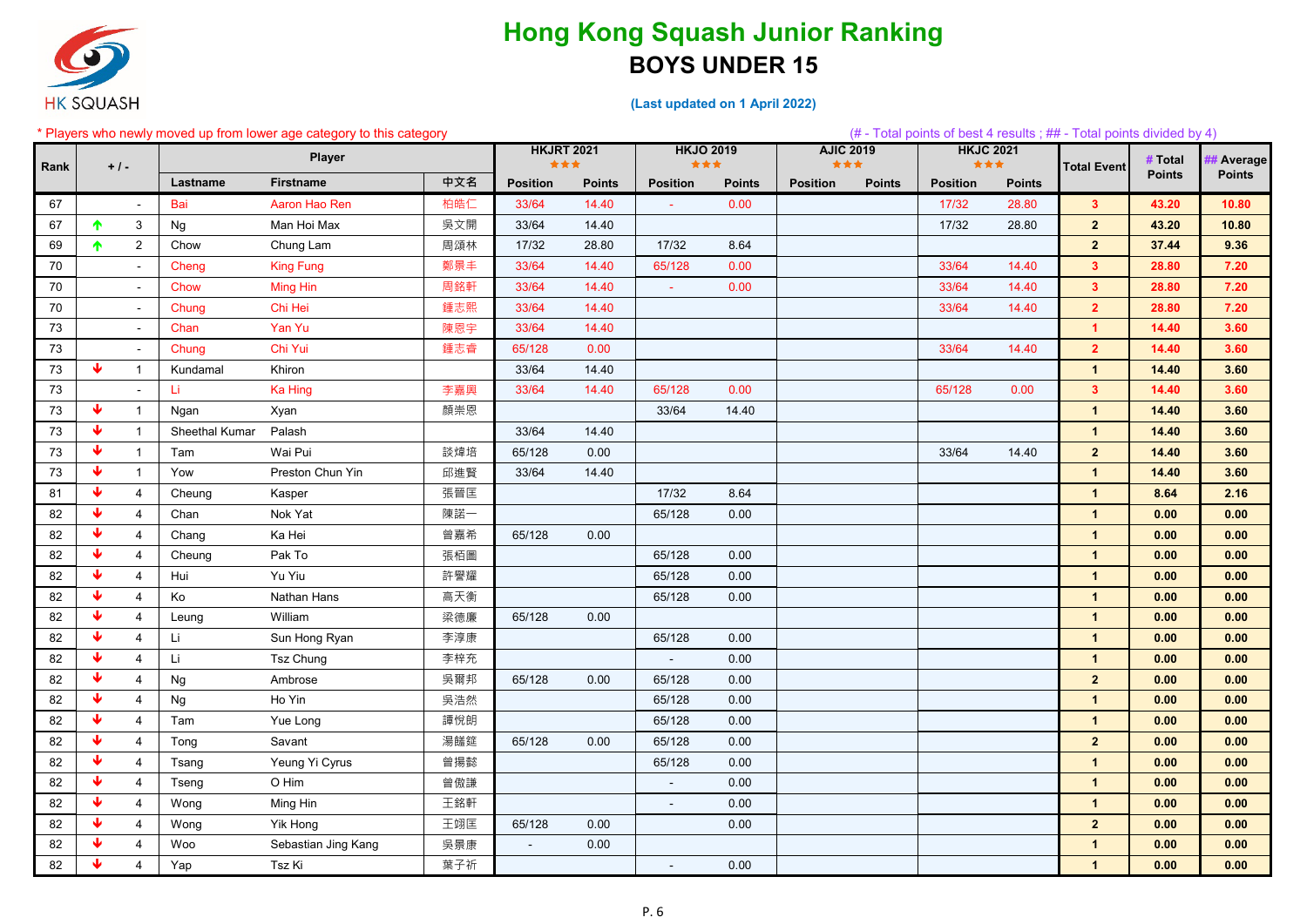# Hong Kong Squash Junior Ranking

## BOYS UNDER 15

(Last updated on 1 April 2022)

\* Players who newly moved up from lower age category to this category

(# - Total points of best 4 results ; ## - Total points divided by 4)

| Rank | + / - | | Player | | | HKJRT 2021 ★★★ | | HKJO 2019 ★★★ | | AJIC 2019 ★★★ | | HKJC 2021 ★★★ | | Total Event | # Total Points | ## Average Points |
|---|---|---|---|---|---|---|---|---|---|---|---|---|---|---|---|---|
| | | | Lastname | Firstname | 中文名 | Position | Points | Position | Points | Position | Points | Position | Points | | | |
| 67 | | - | Bai | Aaron Hao Ren | 柏皓仁 | 33/64 | 14.40 | - | 0.00 | | | 17/32 | 28.80 | 3 | 43.20 | 10.80 |
| 67 | ↑ | 3 | Ng | Man Hoi Max | 吳文開 | 33/64 | 14.40 | | | | | 17/32 | 28.80 | 2 | 43.20 | 10.80 |
| 69 | ↑ | 2 | Chow | Chung Lam | 周頌林 | 17/32 | 28.80 | 17/32 | 8.64 | | | | | 2 | 37.44 | 9.36 |
| 70 | | - | Cheng | King Fung | 鄭景丰 | 33/64 | 14.40 | 65/128 | 0.00 | | | 33/64 | 14.40 | 3 | 28.80 | 7.20 |
| 70 | | - | Chow | Ming Hin | 周銘軒 | 33/64 | 14.40 | - | 0.00 | | | 33/64 | 14.40 | 3 | 28.80 | 7.20 |
| 70 | | - | Chung | Chi Hei | 鍾志熙 | 33/64 | 14.40 | | | | | 33/64 | 14.40 | 2 | 28.80 | 7.20 |
| 73 | | - | Chan | Yan Yu | 陳恩宇 | 33/64 | 14.40 | | | | | | | 1 | 14.40 | 3.60 |
| 73 | | - | Chung | Chi Yui | 鍾志睿 | 65/128 | 0.00 | | | | | 33/64 | 14.40 | 2 | 14.40 | 3.60 |
| 73 | ↓ | 1 | Kundamal | Khiron | | 33/64 | 14.40 | | | | | | | 1 | 14.40 | 3.60 |
| 73 | | - | Li | Ka Hing | 李嘉興 | 33/64 | 14.40 | 65/128 | 0.00 | | | 65/128 | 0.00 | 3 | 14.40 | 3.60 |
| 73 | ↓ | 1 | Ngan | Xyan | 顏崇恩 | | | 33/64 | 14.40 | | | | | 1 | 14.40 | 3.60 |
| 73 | ↓ | 1 | Sheethal Kumar | Palash | | 33/64 | 14.40 | | | | | | | 1 | 14.40 | 3.60 |
| 73 | ↓ | 1 | Tam | Wai Pui | 談煒培 | 65/128 | 0.00 | | | | | 33/64 | 14.40 | 2 | 14.40 | 3.60 |
| 73 | ↓ | 1 | Yow | Preston Chun Yin | 邱進賢 | 33/64 | 14.40 | | | | | | | 1 | 14.40 | 3.60 |
| 81 | ↓ | 4 | Cheung | Kasper | 張晉匡 | | | 17/32 | 8.64 | | | | | 1 | 8.64 | 2.16 |
| 82 | ↓ | 4 | Chan | Nok Yat | 陳諾一 | | | 65/128 | 0.00 | | | | | 1 | 0.00 | 0.00 |
| 82 | ↓ | 4 | Chang | Ka Hei | 曾嘉希 | 65/128 | 0.00 | | | | | | | 1 | 0.00 | 0.00 |
| 82 | ↓ | 4 | Cheung | Pak To | 張栢圖 | | | 65/128 | 0.00 | | | | | 1 | 0.00 | 0.00 |
| 82 | ↓ | 4 | Hui | Yu Yiu | 許譽耀 | | | 65/128 | 0.00 | | | | | 1 | 0.00 | 0.00 |
| 82 | ↓ | 4 | Ko | Nathan Hans | 高天衡 | | | 65/128 | 0.00 | | | | | 1 | 0.00 | 0.00 |
| 82 | ↓ | 4 | Leung | William | 梁德廉 | 65/128 | 0.00 | | | | | | | 1 | 0.00 | 0.00 |
| 82 | ↓ | 4 | Li | Sun Hong Ryan | 李淳康 | | | 65/128 | 0.00 | | | | | 1 | 0.00 | 0.00 |
| 82 | ↓ | 4 | Li | Tsz Chung | 李梓充 | | | - | 0.00 | | | | | 1 | 0.00 | 0.00 |
| 82 | ↓ | 4 | Ng | Ambrose | 吳爾邦 | 65/128 | 0.00 | 65/128 | 0.00 | | | | | 2 | 0.00 | 0.00 |
| 82 | ↓ | 4 | Ng | Ho Yin | 吳浩然 | | | 65/128 | 0.00 | | | | | 1 | 0.00 | 0.00 |
| 82 | ↓ | 4 | Tam | Yue Long | 譚悅朗 | | | 65/128 | 0.00 | | | | | 1 | 0.00 | 0.00 |
| 82 | ↓ | 4 | Tong | Savant | 湯�especially | 65/128 | 0.00 | 65/128 | 0.00 | | | | | 2 | 0.00 | 0.00 |
| 82 | ↓ | 4 | Tsang | Yeung Yi Cyrus | 曾揚懿 | | | 65/128 | 0.00 | | | | | 1 | 0.00 | 0.00 |
| 82 | ↓ | 4 | Tseng | O Him | 曾傲謙 | | | - | 0.00 | | | | | 1 | 0.00 | 0.00 |
| 82 | ↓ | 4 | Wong | Ming Hin | 王銘軒 | | | - | 0.00 | | | | | 1 | 0.00 | 0.00 |
| 82 | ↓ | 4 | Wong | Yik Hong | 王翊匡 | 65/128 | 0.00 | | 0.00 | | | | | 2 | 0.00 | 0.00 |
| 82 | ↓ | 4 | Woo | Sebastian Jing Kang | 吳景康 | - | 0.00 | | | | | | | 1 | 0.00 | 0.00 |
| 82 | ↓ | 4 | Yap | Tsz Ki | 葉子祈 | | | - | 0.00 | | | | | 1 | 0.00 | 0.00 |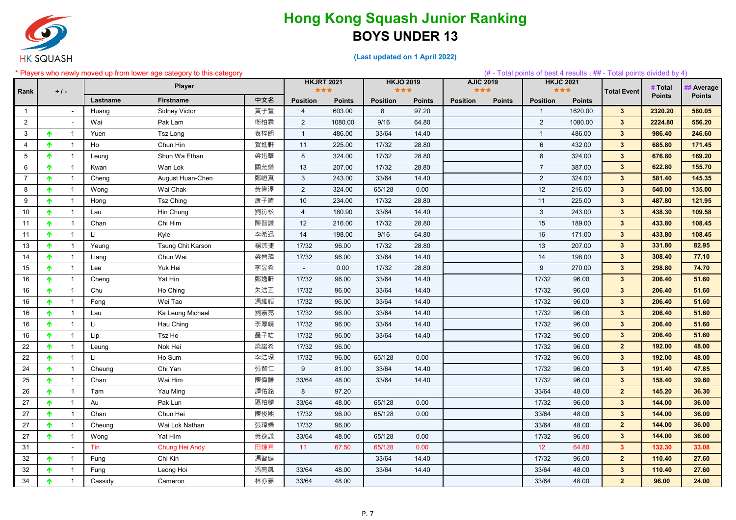# Hong Kong Squash Junior Ranking

## BOYS UNDER 13

**(Last updated on 1 April 2022)**

\* Players who newly moved up from lower age category to this category

(# - Total points of best 4 results ; ## - Total points divided by 4)

| Rank | + / - | | Player | | | HKJRT 2021 ★★★ | | HKJO 2019 ★★★ | | AJIC 2019 ★★★ | | HKJC 2021 ★★★ | | Total Event | # Total Points | ## Average Points |
|---|---|---|---|---|---|---|---|---|---|---|---|---|---|---|---|---|
| | | | Lastname | Firstname | 中文名 | Position | Points | Position | Points | Position | Points | Position | Points | | | |
| 1 | | - | Huang | Sidney Victor | 黃子豐 | 4 | 603.00 | 8 | 97.20 | | | 1 | 1620.00 | 3 | 2320.20 | 580.05 |
| 2 | | - | Wai | Pak Lam | 衛柏霖 | 2 | 1080.00 | 9/16 | 64.80 | | | 2 | 1080.00 | 3 | 2224.80 | 556.20 |
| 3 | ↑ | 1 | Yuen | Tsz Long | 袁梓朗 | 1 | 486.00 | 33/64 | 14.40 | | | 1 | 486.00 | 3 | 986.40 | 246.60 |
| 4 | ↑ | 1 | Ho | Chun Hin | 賀進軒 | 11 | 225.00 | 17/32 | 28.80 | | | 6 | 432.00 | 3 | 685.80 | 171.45 |
| 5 | ↑ | 1 | Leung | Shun Wa Ethan | 梁迅華 | 8 | 324.00 | 17/32 | 28.80 | | | 8 | 324.00 | 3 | 676.80 | 169.20 |
| 6 | ↑ | 1 | Kwan | Wan Lok | 關允樂 | 13 | 207.00 | 17/32 | 28.80 | | | 7 | 387.00 | 3 | 622.80 | 155.70 |
| 7 | ↑ | 1 | Cheng | August Huan-Chen | 鄭峘真 | 3 | 243.00 | 33/64 | 14.40 | | | 2 | 324.00 | 3 | 581.40 | 145.35 |
| 8 | ↑ | 1 | Wong | Wai Chak | 黃偉澤 | 2 | 324.00 | 65/128 | 0.00 | | | 12 | 216.00 | 3 | 540.00 | 135.00 |
| 9 | ↑ | 1 | Hong | Tsz Ching | 康子晴 | 10 | 234.00 | 17/32 | 28.80 | | | 11 | 225.00 | 3 | 487.80 | 121.95 |
| 10 | ↑ | 1 | Lau | Hin Chung | 劉衍松 | 4 | 180.90 | 33/64 | 14.40 | | | 3 | 243.00 | 3 | 438.30 | 109.58 |
| 11 | ↑ | 1 | Chan | Chi Him | 陳智謙 | 12 | 216.00 | 17/32 | 28.80 | | | 15 | 189.00 | 3 | 433.80 | 108.45 |
| 11 | ↑ | 1 | Li | Kyle | 李希迅 | 14 | 198.00 | 9/16 | 64.80 | | | 16 | 171.00 | 3 | 433.80 | 108.45 |
| 13 | ↑ | 1 | Yeung | Tsung Chit Karson | 楊淙捷 | 17/32 | 96.00 | 17/32 | 28.80 | | | 13 | 207.00 | 3 | 331.80 | 82.95 |
| 14 | ↑ | 1 | Liang | Chun Wai | 梁晉瑋 | 17/32 | 96.00 | 33/64 | 14.40 | | | 14 | 198.00 | 3 | 308.40 | 77.10 |
| 15 | ↑ | 1 | Lee | Yuk Hei | 李昱希 | - | 0.00 | 17/32 | 28.80 | | | 9 | 270.00 | 3 | 298.80 | 74.70 |
| 16 | ↑ | 1 | Cheng | Yat Hin | 鄭逸軒 | 17/32 | 96.00 | 33/64 | 14.40 | | | 17/32 | 96.00 | 3 | 206.40 | 51.60 |
| 16 | ↑ | 1 | Chu | Ho Ching | 朱浩正 | 17/32 | 96.00 | 33/64 | 14.40 | | | 17/32 | 96.00 | 3 | 206.40 | 51.60 |
| 16 | ↑ | 1 | Feng | Wei Tao | 馮維韜 | 17/32 | 96.00 | 33/64 | 14.40 | | | 17/32 | 96.00 | 3 | 206.40 | 51.60 |
| 16 | ↑ | 1 | Lau | Ka Leung Michael | 劉嘉亮 | 17/32 | 96.00 | 33/64 | 14.40 | | | 17/32 | 96.00 | 3 | 206.40 | 51.60 |
| 16 | ↑ | 1 | Li | Hau Ching | 李厚靖 | 17/32 | 96.00 | 33/64 | 14.40 | | | 17/32 | 96.00 | 3 | 206.40 | 51.60 |
| 16 | ↑ | 1 | Lip | Tsz Ho | 聶子皓 | 17/32 | 96.00 | 33/64 | 14.40 | | | 17/32 | 96.00 | 3 | 206.40 | 51.60 |
| 22 | ↑ | 1 | Leung | Nok Hei | 梁諾希 | 17/32 | 96.00 | | | | | 17/32 | 96.00 | 2 | 192.00 | 48.00 |
| 22 | ↑ | 1 | Li | Ho Sum | 李浩琛 | 17/32 | 96.00 | 65/128 | 0.00 | | | 17/32 | 96.00 | 3 | 192.00 | 48.00 |
| 24 | ↑ | 1 | Cheung | Chi Yan | 張智仁 | 9 | 81.00 | 33/64 | 14.40 | | | 17/32 | 96.00 | 3 | 191.40 | 47.85 |
| 25 | ↑ | 1 | Chan | Wai Him | 陳偉謙 | 33/64 | 48.00 | 33/64 | 14.40 | | | 17/32 | 96.00 | 3 | 158.40 | 39.60 |
| 26 | ↑ | 1 | Tam | Yau Ming | 譚佑銘 | 8 | 97.20 | | | | | 33/64 | 48.00 | 2 | 145.20 | 36.30 |
| 27 | ↑ | 1 | Au | Pak Lun | 區柏麟 | 33/64 | 48.00 | 65/128 | 0.00 | | | 17/32 | 96.00 | 3 | 144.00 | 36.00 |
| 27 | ↑ | 1 | Chan | Chun Hei | 陳俊熙 | 17/32 | 96.00 | 65/128 | 0.00 | | | 33/64 | 48.00 | 3 | 144.00 | 36.00 |
| 27 | ↑ | 1 | Cheung | Wai Lok Nathan | 張瑋樂 | 17/32 | 96.00 | | | | | 33/64 | 48.00 | 2 | 144.00 | 36.00 |
| 27 | ↑ | 1 | Wong | Yat Him | 黃逸謙 | 33/64 | 48.00 | 65/128 | 0.00 | | | 17/32 | 96.00 | 3 | 144.00 | 36.00 |
| 31 | | - | Tin | Chung Hei Andy | 田鍾希 | 11 | 67.50 | 65/128 | 0.00 | | | 12 | 64.80 | 3 | 132.30 | 33.08 |
| 32 | ↑ | 1 | Fung | Chi Kin | 馮智健 | | | 33/64 | 14.40 | | | 17/32 | 96.00 | 2 | 110.40 | 27.60 |
| 32 | ↑ | 1 | Fung | Leong Hoi | 馮亮凱 | 33/64 | 48.00 | 33/64 | 14.40 | | | 33/64 | 48.00 | 3 | 110.40 | 27.60 |
| 34 | ↑ | 1 | Cassidy | Cameron | 林亦嘉 | 33/64 | 48.00 | | | | | 33/64 | 48.00 | 2 | 96.00 | 24.00 |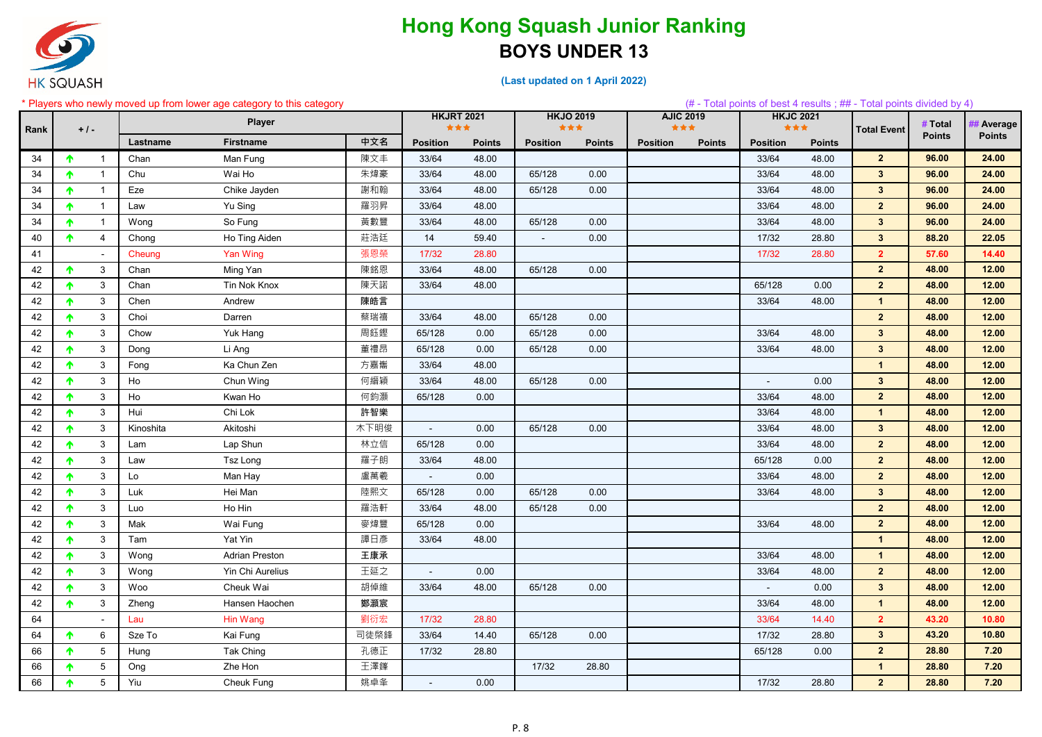# Hong Kong Squash Junior Ranking

## BOYS UNDER 13

(Last updated on 1 April 2022)

* Players who newly moved up from lower age category to this category

(# - Total points of best 4 results ; ## - Total points divided by 4)

| Rank | + / - | | Player | | | HKJRT 2021 ★★★ | | HKJO 2019 ★★★ | | AJIC 2019 ★★★ | | HKJC 2021 ★★★ | | Total Event | # Total Points | ## Average Points |
|---|---|---|---|---|---|---|---|---|---|---|---|---|---|---|---|---|
| | | | Lastname | Firstname | 中文名 | Position | Points | Position | Points | Position | Points | Position | Points | | | |
| 34 | ↑ | 1 | Chan | Man Fung | 陳文丰 | 33/64 | 48.00 | | | | | 33/64 | 48.00 | 2 | 96.00 | 24.00 |
| 34 | ↑ | 1 | Chu | Wai Ho | 朱煒豪 | 33/64 | 48.00 | 65/128 | 0.00 | | | 33/64 | 48.00 | 3 | 96.00 | 24.00 |
| 34 | ↑ | 1 | Eze | Chike Jayden | 謝和翰 | 33/64 | 48.00 | 65/128 | 0.00 | | | 33/64 | 48.00 | 3 | 96.00 | 24.00 |
| 34 | ↑ | 1 | Law | Yu Sing | 羅羽昇 | 33/64 | 48.00 | | | | | 33/64 | 48.00 | 2 | 96.00 | 24.00 |
| 34 | ↑ | 1 | Wong | So Fung | 黃數豐 | 33/64 | 48.00 | 65/128 | 0.00 | | | 33/64 | 48.00 | 3 | 96.00 | 24.00 |
| 40 | ↑ | 4 | Chong | Ho Ting Aiden | 莊浩廷 | 14 | 59.40 | - | 0.00 | | | 17/32 | 28.80 | 3 | 88.20 | 22.05 |
| 41 | | - | Cheung | Yan Wing | 張恩榮 | 17/32 | 28.80 | | | | | 17/32 | 28.80 | 2 | 57.60 | 14.40 |
| 42 | ↑ | 3 | Chan | Ming Yan | 陳銘恩 | 33/64 | 48.00 | 65/128 | 0.00 | | | | | 2 | 48.00 | 12.00 |
| 42 | ↑ | 3 | Chan | Tin Nok Knox | 陳天諾 | 33/64 | 48.00 | | | | | 65/128 | 0.00 | 2 | 48.00 | 12.00 |
| 42 | ↑ | 3 | Chen | Andrew | 陳皓言 | | | | | | | 33/64 | 48.00 | 1 | 48.00 | 12.00 |
| 42 | ↑ | 3 | Choi | Darren | 蔡瑞禧 | 33/64 | 48.00 | 65/128 | 0.00 | | | | | 2 | 48.00 | 12.00 |
| 42 | ↑ | 3 | Chow | Yuk Hang | 周鈺鏗 | 65/128 | 0.00 | 65/128 | 0.00 | | | 33/64 | 48.00 | 3 | 48.00 | 12.00 |
| 42 | ↑ | 3 | Dong | Li Ang | 董禮昂 | 65/128 | 0.00 | 65/128 | 0.00 | | | 33/64 | 48.00 | 3 | 48.00 | 12.00 |
| 42 | ↑ | 3 | Fong | Ka Chun Zen | 方嘉儁 | 33/64 | 48.00 | | | | | | | 1 | 48.00 | 12.00 |
| 42 | ↑ | 3 | Ho | Chun Wing | 何縉穎 | 33/64 | 48.00 | 65/128 | 0.00 | | | - | 0.00 | 3 | 48.00 | 12.00 |
| 42 | ↑ | 3 | Ho | Kwan Ho | 何鈞灝 | 65/128 | 0.00 | | | | | 33/64 | 48.00 | 2 | 48.00 | 12.00 |
| 42 | ↑ | 3 | Hui | Chi Lok | 許智樂 | | | | | | | 33/64 | 48.00 | 1 | 48.00 | 12.00 |
| 42 | ↑ | 3 | Kinoshita | Akitoshi | 木下明俊 | - | 0.00 | 65/128 | 0.00 | | | 33/64 | 48.00 | 3 | 48.00 | 12.00 |
| 42 | ↑ | 3 | Lam | Lap Shun | 林立信 | 65/128 | 0.00 | | | | | 33/64 | 48.00 | 2 | 48.00 | 12.00 |
| 42 | ↑ | 3 | Law | Tsz Long | 羅子朗 | 33/64 | 48.00 | | | | | 65/128 | 0.00 | 2 | 48.00 | 12.00 |
| 42 | ↑ | 3 | Lo | Man Hay | 盧萬羲 | - | 0.00 | | | | | 33/64 | 48.00 | 2 | 48.00 | 12.00 |
| 42 | ↑ | 3 | Luk | Hei Man | 陸熙文 | 65/128 | 0.00 | 65/128 | 0.00 | | | 33/64 | 48.00 | 3 | 48.00 | 12.00 |
| 42 | ↑ | 3 | Luo | Ho Hin | 羅浩軒 | 33/64 | 48.00 | 65/128 | 0.00 | | | | | 2 | 48.00 | 12.00 |
| 42 | ↑ | 3 | Mak | Wai Fung | 麥煒豐 | 65/128 | 0.00 | | | | | 33/64 | 48.00 | 2 | 48.00 | 12.00 |
| 42 | ↑ | 3 | Tam | Yat Yin | 譚日彥 | 33/64 | 48.00 | | | | | | | 1 | 48.00 | 12.00 |
| 42 | ↑ | 3 | Wong | Adrian Preston | 王康承 | | | | | | | 33/64 | 48.00 | 1 | 48.00 | 12.00 |
| 42 | ↑ | 3 | Wong | Yin Chi Aurelius | 王延之 | - | 0.00 | | | | | 33/64 | 48.00 | 2 | 48.00 | 12.00 |
| 42 | ↑ | 3 | Woo | Cheuk Wai | 胡倬維 | 33/64 | 48.00 | 65/128 | 0.00 | | | - | 0.00 | 3 | 48.00 | 12.00 |
| 42 | ↑ | 3 | Zheng | Hansen Haochen | 鄭灝宸 | | | | | | | 33/64 | 48.00 | 1 | 48.00 | 12.00 |
| 64 | | - | Lau | Hin Wang | 劉衍宏 | 17/32 | 28.80 | | | | | 33/64 | 14.40 | 2 | 43.20 | 10.80 |
| 64 | ↑ | 6 | Sze To | Kai Fung | 司徒棨鋒 | 33/64 | 14.40 | 65/128 | 0.00 | | | 17/32 | 28.80 | 3 | 43.20 | 10.80 |
| 66 | ↑ | 5 | Hung | Tak Ching | 孔德正 | 17/32 | 28.80 | | | | | 65/128 | 0.00 | 2 | 28.80 | 7.20 |
| 66 | ↑ | 5 | Ong | Zhe Hon | 王澤鋒 | | | 17/32 | 28.80 | | | | | 1 | 28.80 | 7.20 |
| 66 | ↑ | 5 | Yiu | Cheuk Fung | 姚卓夆 | - | 0.00 | | | | | 17/32 | 28.80 | 2 | 28.80 | 7.20 |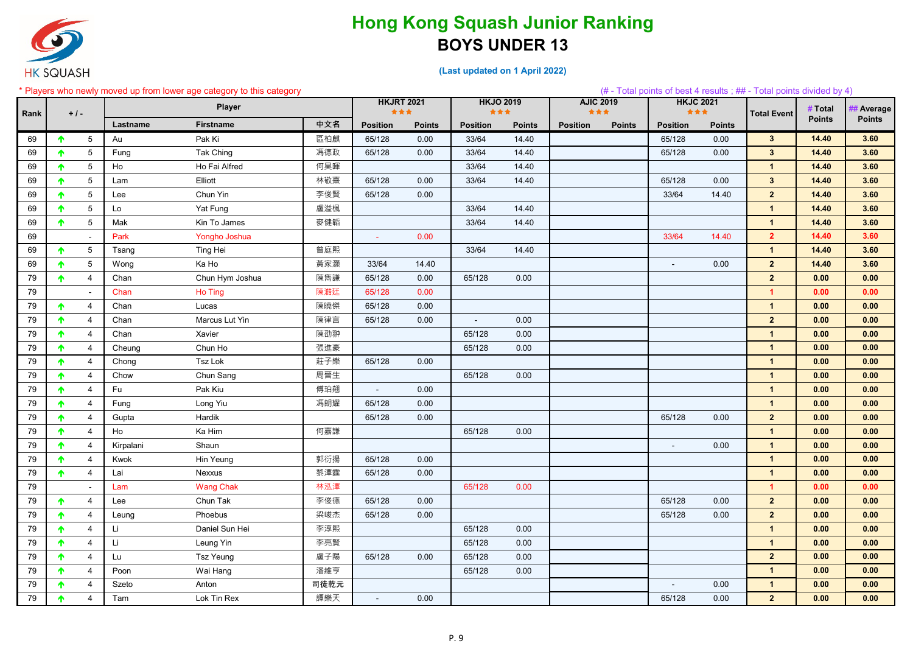# Hong Kong Squash Junior Ranking

## BOYS UNDER 13

(Last updated on 1 April 2022)

\* Players who newly moved up from lower age category to this category

(# - Total points of best 4 results ; ## - Total points divided by 4)

| Rank | + / - | | Player | | | HKJRT 2021 ★★★ | | HKJO 2019 ★★★ | | AJIC 2019 ★★★ | | HKJC 2021 ★★★ | | Total Event | # Total Points | ## Average Points |
|---|---|---|---|---|---|---|---|---|---|---|---|---|---|---|---|---|
| | | | Lastname | Firstname | 中文名 | Position | Points | Position | Points | Position | Points | Position | Points | | | |
| 69 | ↑ | 5 | Au | Pak Ki | 區柏麒 | 65/128 | 0.00 | 33/64 | 14.40 | | | 65/128 | 0.00 | 3 | 14.40 | 3.60 |
| 69 | ↑ | 5 | Fung | Tak Ching | 馮德政 | 65/128 | 0.00 | 33/64 | 14.40 | | | 65/128 | 0.00 | 3 | 14.40 | 3.60 |
| 69 | ↑ | 5 | Ho | Ho Fai Alfred | 何昊暉 | | | 33/64 | 14.40 | | | | | 1 | 14.40 | 3.60 |
| 69 | ↑ | 5 | Lam | Elliott | 林敬熹 | 65/128 | 0.00 | 33/64 | 14.40 | | | 65/128 | 0.00 | 3 | 14.40 | 3.60 |
| 69 | ↑ | 5 | Lee | Chun Yin | 李俊賢 | 65/128 | 0.00 | | | | | 33/64 | 14.40 | 2 | 14.40 | 3.60 |
| 69 | ↑ | 5 | Lo | Yat Fung | 盧溢楓 | | | 33/64 | 14.40 | | | | | 1 | 14.40 | 3.60 |
| 69 | ↑ | 5 | Mak | Kin To James | 麥健韜 | | | 33/64 | 14.40 | | | | | 1 | 14.40 | 3.60 |
| 69 | | - | Park | Yongho Joshua | | - | 0.00 | | | | | 33/64 | 14.40 | 2 | 14.40 | 3.60 |
| 69 | ↑ | 5 | Tsang | Ting Hei | 曾庭熙 | | | 33/64 | 14.40 | | | | | 1 | 14.40 | 3.60 |
| 69 | ↑ | 5 | Wong | Ka Ho | 黃家灝 | 33/64 | 14.40 | | | | | - | 0.00 | 2 | 14.40 | 3.60 |
| 79 | ↑ | 4 | Chan | Chun Hym Joshua | 陳雋謙 | 65/128 | 0.00 | 65/128 | 0.00 | | | | | 2 | 0.00 | 0.00 |
| 79 | | - | Chan | Ho Ting | 陳澔廷 | 65/128 | 0.00 | | | | | | | 1 | 0.00 | 0.00 |
| 79 | ↑ | 4 | Chan | Lucas | 陳曉傑 | 65/128 | 0.00 | | | | | | | 1 | 0.00 | 0.00 |
| 79 | ↑ | 4 | Chan | Marcus Lut Yin | 陳律言 | 65/128 | 0.00 | - | 0.00 | | | | | 2 | 0.00 | 0.00 |
| 79 | ↑ | 4 | Chan | Xavier | 陳劭翀 | | | 65/128 | 0.00 | | | | | 1 | 0.00 | 0.00 |
| 79 | ↑ | 4 | Cheung | Chun Ho | 張進豪 | | | 65/128 | 0.00 | | | | | 1 | 0.00 | 0.00 |
| 79 | ↑ | 4 | Chong | Tsz Lok | 莊子樂 | 65/128 | 0.00 | | | | | | | 1 | 0.00 | 0.00 |
| 79 | ↑ | 4 | Chow | Chun Sang | 周晉生 | | | 65/128 | 0.00 | | | | | 1 | 0.00 | 0.00 |
| 79 | ↑ | 4 | Fu | Pak Kiu | 傅珀翹 | - | 0.00 | | | | | | | 1 | 0.00 | 0.00 |
| 79 | ↑ | 4 | Fung | Long Yiu | 馮朗耀 | 65/128 | 0.00 | | | | | | | 1 | 0.00 | 0.00 |
| 79 | ↑ | 4 | Gupta | Hardik | | 65/128 | 0.00 | | | | | 65/128 | 0.00 | 2 | 0.00 | 0.00 |
| 79 | ↑ | 4 | Ho | Ka Him | 何嘉謙 | | | 65/128 | 0.00 | | | | | 1 | 0.00 | 0.00 |
| 79 | ↑ | 4 | Kirpalani | Shaun | | | | | | | | - | 0.00 | 1 | 0.00 | 0.00 |
| 79 | ↑ | 4 | Kwok | Hin Yeung | 郭衍揚 | 65/128 | 0.00 | | | | | | | 1 | 0.00 | 0.00 |
| 79 | ↑ | 4 | Lai | Nexxus | 黎澤霆 | 65/128 | 0.00 | | | | | | | 1 | 0.00 | 0.00 |
| 79 | | - | Lam | Wang Chak | 林泓澤 | | | 65/128 | 0.00 | | | | | 1 | 0.00 | 0.00 |
| 79 | ↑ | 4 | Lee | Chun Tak | 李俊德 | 65/128 | 0.00 | | | | | 65/128 | 0.00 | 2 | 0.00 | 0.00 |
| 79 | ↑ | 4 | Leung | Phoebus | 梁峻杰 | 65/128 | 0.00 | | | | | 65/128 | 0.00 | 2 | 0.00 | 0.00 |
| 79 | ↑ | 4 | Li | Daniel Sun Hei | 李淳熙 | | | 65/128 | 0.00 | | | | | 1 | 0.00 | 0.00 |
| 79 | ↑ | 4 | Li | Leung Yin | 李亮賢 | | | 65/128 | 0.00 | | | | | 1 | 0.00 | 0.00 |
| 79 | ↑ | 4 | Lu | Tsz Yeung | 盧子陽 | 65/128 | 0.00 | 65/128 | 0.00 | | | | | 2 | 0.00 | 0.00 |
| 79 | ↑ | 4 | Poon | Wai Hang | 潘維亨 | | | 65/128 | 0.00 | | | | | 1 | 0.00 | 0.00 |
| 79 | ↑ | 4 | Szeto | Anton | 司徒乾元 | | | | | | | - | 0.00 | 1 | 0.00 | 0.00 |
| 79 | ↑ | 4 | Tam | Lok Tin Rex | 譚樂天 | - | 0.00 | | | | | 65/128 | 0.00 | 2 | 0.00 | 0.00 |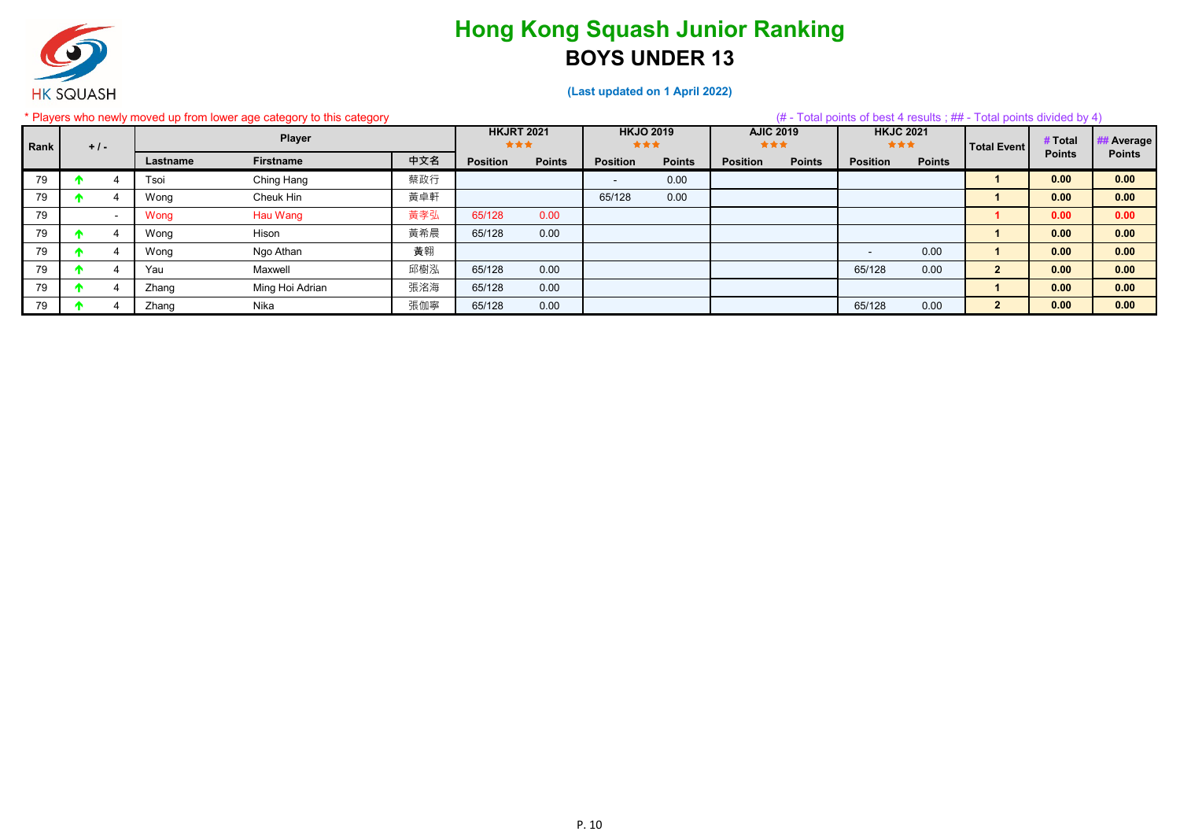# Hong Kong Squash Junior Ranking

## BOYS UNDER 13

**(Last updated on 1 April 2022)**

\* Players who newly moved up from lower age category to this category

(# - Total points of best 4 results ; ## - Total points divided by 4)

| Rank | + / - | | Player | | | HKJRT 2021 ★★★ | | HKJO 2019 ★★★ | | AJIC 2019 ★★★ | | HKJC 2021 ★★★ | | Total Event | # Total Points | ## Average Points |
|---|---|---|---|---|---|---|---|---|---|---|---|---|---|---|---|---|
| | | | Lastname | Firstname | 中文名 | Position | Points | Position | Points | Position | Points | Position | Points | | | |
| 79 | ↑ | 4 | Tsoi | Ching Hang | 蔡政行 | | | - | 0.00 | | | | | 1 | 0.00 | 0.00 |
| 79 | ↑ | 4 | Wong | Cheuk Hin | 黃卓軒 | | | 65/128 | 0.00 | | | | | 1 | 0.00 | 0.00 |
| 79 | | - | Wong | Hau Wang | 黃孝弘 | 65/128 | 0.00 | | | | | | | 1 | 0.00 | 0.00 |
| 79 | ↑ | 4 | Wong | Hison | 黃希晨 | 65/128 | 0.00 | | | | | | | 1 | 0.00 | 0.00 |
| 79 | ↑ | 4 | Wong | Ngo Athan | 黃翱 | | | | | | | - | 0.00 | 1 | 0.00 | 0.00 |
| 79 | ↑ | 4 | Yau | Maxwell | 邱樹泓 | 65/128 | 0.00 | | | | | 65/128 | 0.00 | 2 | 0.00 | 0.00 |
| 79 | ↑ | 4 | Zhang | Ming Hoi Adrian | 張洺海 | 65/128 | 0.00 | | | | | | | 1 | 0.00 | 0.00 |
| 79 | ↑ | 4 | Zhang | Nika | 張伽寧 | 65/128 | 0.00 | | | | | 65/128 | 0.00 | 2 | 0.00 | 0.00 |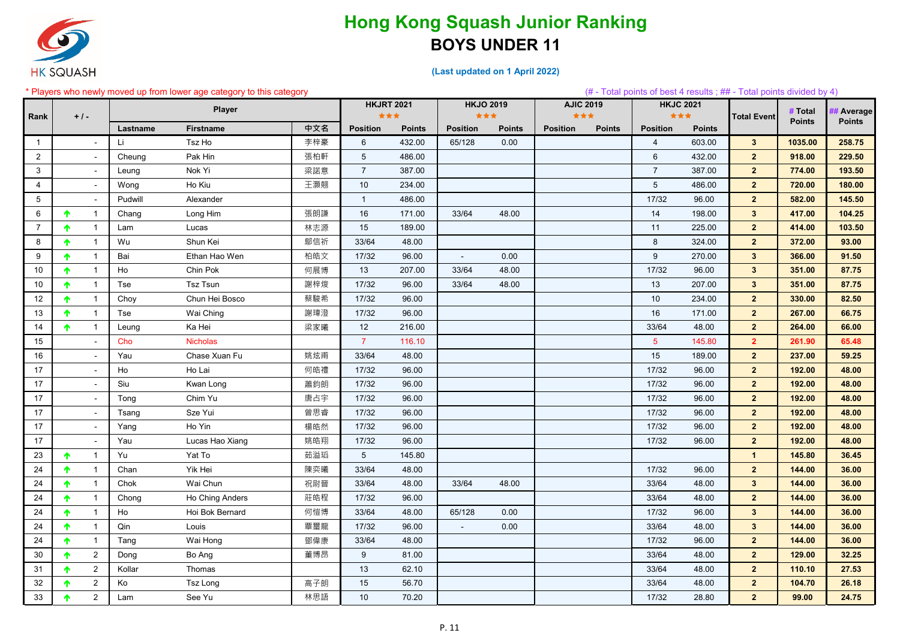# Hong Kong Squash Junior Ranking

## BOYS UNDER 11

**(Last updated on 1 April 2022)**

\* Players who newly moved up from lower age category to this category

(# - Total points of best 4 results ; ## - Total points divided by 4)

| Rank | + / - | | Player | | | HKJRT 2021 ★★★ | | HKJO 2019 ★★★ | | AJIC 2019 ★★★ | | HKJC 2021 ★★★ | | Total Event | # Total Points | ## Average Points |
|---|---|---|---|---|---|---|---|---|---|---|---|---|---|---|---|---|
| | | | Lastname | Firstname | 中文名 | Position | Points | Position | Points | Position | Points | Position | Points | | | |
| 1 | | - | Li | Tsz Ho | 李梓豪 | 6 | 432.00 | 65/128 | 0.00 | | | 4 | 603.00 | 3 | 1035.00 | 258.75 |
| 2 | | - | Cheung | Pak Hin | 張柏軒 | 5 | 486.00 | | | | | 6 | 432.00 | 2 | 918.00 | 229.50 |
| 3 | | - | Leung | Nok Yi | 梁諾意 | 7 | 387.00 | | | | | 7 | 387.00 | 2 | 774.00 | 193.50 |
| 4 | | - | Wong | Ho Kiu | 王灝翹 | 10 | 234.00 | | | | | 5 | 486.00 | 2 | 720.00 | 180.00 |
| 5 | | - | Pudwill | Alexander | | 1 | 486.00 | | | | | 17/32 | 96.00 | 2 | 582.00 | 145.50 |
| 6 | ↑ | 1 | Chang | Long Him | 張朗謙 | 16 | 171.00 | 33/64 | 48.00 | | | 14 | 198.00 | 3 | 417.00 | 104.25 |
| 7 | ↑ | 1 | Lam | Lucas | 林志源 | 15 | 189.00 | | | | | 11 | 225.00 | 2 | 414.00 | 103.50 |
| 8 | ↑ | 1 | Wu | Shun Kei | 鄔信祈 | 33/64 | 48.00 | | | | | 8 | 324.00 | 2 | 372.00 | 93.00 |
| 9 | ↑ | 1 | Bai | Ethan Hao Wen | 柏皓文 | 17/32 | 96.00 | - | 0.00 | | | 9 | 270.00 | 3 | 366.00 | 91.50 |
| 10 | ↑ | 1 | Ho | Chin Pok | 何展博 | 13 | 207.00 | 33/64 | 48.00 | | | 17/32 | 96.00 | 3 | 351.00 | 87.75 |
| 10 | ↑ | 1 | Tse | Tsz Tsun | 謝梓焌 | 17/32 | 96.00 | 33/64 | 48.00 | | | 13 | 207.00 | 3 | 351.00 | 87.75 |
| 12 | ↑ | 1 | Choy | Chun Hei Bosco | 蔡駿希 | 17/32 | 96.00 | | | | | 10 | 234.00 | 2 | 330.00 | 82.50 |
| 13 | ↑ | 1 | Tse | Wai Ching | 謝瑋澄 | 17/32 | 96.00 | | | | | 16 | 171.00 | 2 | 267.00 | 66.75 |
| 14 | ↑ | 1 | Leung | Ka Hei | 梁家曦 | 12 | 216.00 | | | | | 33/64 | 48.00 | 2 | 264.00 | 66.00 |
| 15 | | - | Cho | Nicholas | | 7 | 116.10 | | | | | 5 | 145.80 | 2 | 261.90 | 65.48 |
| 16 | | - | Yau | Chase Xuan Fu | 姚炫甫 | 33/64 | 48.00 | | | | | 15 | 189.00 | 2 | 237.00 | 59.25 |
| 17 | | - | Ho | Ho Lai | 何皓禮 | 17/32 | 96.00 | | | | | 17/32 | 96.00 | 2 | 192.00 | 48.00 |
| 17 | | - | Siu | Kwan Long | 蕭鈞朗 | 17/32 | 96.00 | | | | | 17/32 | 96.00 | 2 | 192.00 | 48.00 |
| 17 | | - | Tong | Chim Yu | 唐占宇 | 17/32 | 96.00 | | | | | 17/32 | 96.00 | 2 | 192.00 | 48.00 |
| 17 | | - | Tsang | Sze Yui | 曾思睿 | 17/32 | 96.00 | | | | | 17/32 | 96.00 | 2 | 192.00 | 48.00 |
| 17 | | - | Yang | Ho Yin | 楊皓然 | 17/32 | 96.00 | | | | | 17/32 | 96.00 | 2 | 192.00 | 48.00 |
| 17 | | - | Yau | Lucas Hao Xiang | 姚皓翔 | 17/32 | 96.00 | | | | | 17/32 | 96.00 | 2 | 192.00 | 48.00 |
| 23 | ↑ | 1 | Yu | Yat To | 茹溢珚 | 5 | 145.80 | | | | | | | 1 | 145.80 | 36.45 |
| 24 | ↑ | 1 | Chan | Yik Hei | 陳奕曦 | 33/64 | 48.00 | | | | | 17/32 | 96.00 | 2 | 144.00 | 36.00 |
| 24 | ↑ | 1 | Chok | Wai Chun | 祝尉晉 | 33/64 | 48.00 | 33/64 | 48.00 | | | 33/64 | 48.00 | 3 | 144.00 | 36.00 |
| 24 | ↑ | 1 | Chong | Ho Ching Anders | 莊皓程 | 17/32 | 96.00 | | | | | 33/64 | 48.00 | 2 | 144.00 | 36.00 |
| 24 | ↑ | 1 | Ho | Hoi Bok Bernard | 何愷博 | 33/64 | 48.00 | 65/128 | 0.00 | | | 17/32 | 96.00 | 3 | 144.00 | 36.00 |
| 24 | ↑ | 1 | Qin | Louis | 覃璽龍 | 17/32 | 96.00 | - | 0.00 | | | 33/64 | 48.00 | 3 | 144.00 | 36.00 |
| 24 | ↑ | 1 | Tang | Wai Hong | 鄧偉康 | 33/64 | 48.00 | | | | | 17/32 | 96.00 | 2 | 144.00 | 36.00 |
| 30 | ↑ | 2 | Dong | Bo Ang | 董博昂 | 9 | 81.00 | | | | | 33/64 | 48.00 | 2 | 129.00 | 32.25 |
| 31 | ↑ | 2 | Kollar | Thomas | | 13 | 62.10 | | | | | 33/64 | 48.00 | 2 | 110.10 | 27.53 |
| 32 | ↑ | 2 | Ko | Tsz Long | 高子朗 | 15 | 56.70 | | | | | 33/64 | 48.00 | 2 | 104.70 | 26.18 |
| 33 | ↑ | 2 | Lam | See Yu | 林思語 | 10 | 70.20 | | | | | 17/32 | 28.80 | 2 | 99.00 | 24.75 |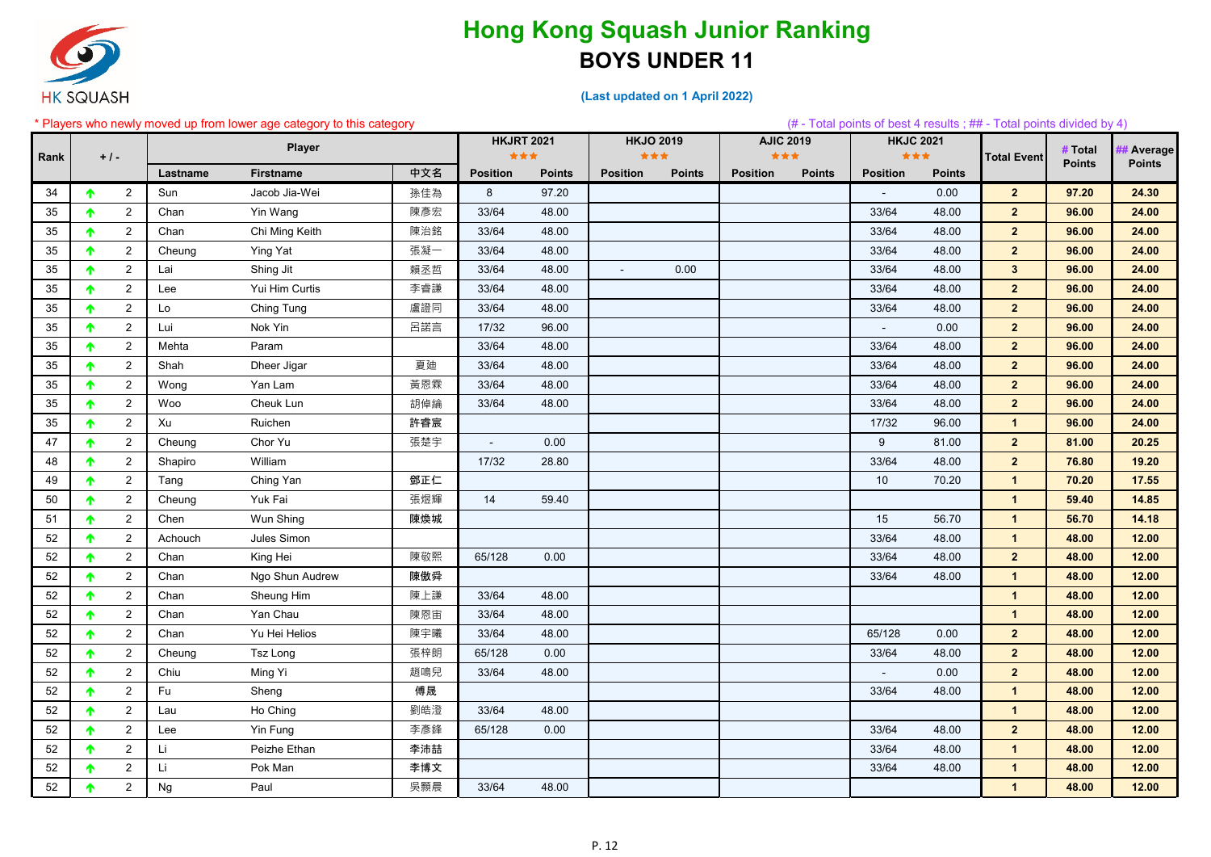# Hong Kong Squash Junior Ranking

## BOYS UNDER 11

**(Last updated on 1 April 2022)**

\* Players who newly moved up from lower age category to this category

(# - Total points of best 4 results ; ## - Total points divided by 4)

| Rank | +/- | | Player | | | HKJRT 2021 ★★★ | | HKJO 2019 ★★★ | | AJIC 2019 ★★★ | | HKJC 2021 ★★★ | | Total Event | # Total Points | ## Average Points |
|---|---|---|---|---|---|---|---|---|---|---|---|---|---|---|---|---|
| | | | Lastname | Firstname | 中文名 | Position | Points | Position | Points | Position | Points | Position | Points | | | |
| 34 | ↑ | 2 | Sun | Jacob Jia-Wei | 孫佳為 | 8 | 97.20 | | | | | - | 0.00 | 2 | 97.20 | 24.30 |
| 35 | ↑ | 2 | Chan | Yin Wang | 陳彥宏 | 33/64 | 48.00 | | | | | 33/64 | 48.00 | 2 | 96.00 | 24.00 |
| 35 | ↑ | 2 | Chan | Chi Ming Keith | 陳治銘 | 33/64 | 48.00 | | | | | 33/64 | 48.00 | 2 | 96.00 | 24.00 |
| 35 | ↑ | 2 | Cheung | Ying Yat | 張凝一 | 33/64 | 48.00 | | | | | 33/64 | 48.00 | 2 | 96.00 | 24.00 |
| 35 | ↑ | 2 | Lai | Shing Jit | 賴丞哲 | 33/64 | 48.00 | - | 0.00 | | | 33/64 | 48.00 | 3 | 96.00 | 24.00 |
| 35 | ↑ | 2 | Lee | Yui Him Curtis | 李睿謙 | 33/64 | 48.00 | | | | | 33/64 | 48.00 | 2 | 96.00 | 24.00 |
| 35 | ↑ | 2 | Lo | Ching Tung | 盧證同 | 33/64 | 48.00 | | | | | 33/64 | 48.00 | 2 | 96.00 | 24.00 |
| 35 | ↑ | 2 | Lui | Nok Yin | 呂諾言 | 17/32 | 96.00 | | | | | - | 0.00 | 2 | 96.00 | 24.00 |
| 35 | ↑ | 2 | Mehta | Param | | 33/64 | 48.00 | | | | | 33/64 | 48.00 | 2 | 96.00 | 24.00 |
| 35 | ↑ | 2 | Shah | Dheer Jigar | 夏廸 | 33/64 | 48.00 | | | | | 33/64 | 48.00 | 2 | 96.00 | 24.00 |
| 35 | ↑ | 2 | Wong | Yan Lam | 黃恩霖 | 33/64 | 48.00 | | | | | 33/64 | 48.00 | 2 | 96.00 | 24.00 |
| 35 | ↑ | 2 | Woo | Cheuk Lun | 胡倬綸 | 33/64 | 48.00 | | | | | 33/64 | 48.00 | 2 | 96.00 | 24.00 |
| 35 | ↑ | 2 | Xu | Ruichen | 許睿宸 | | | | | | | 17/32 | 96.00 | 1 | 96.00 | 24.00 |
| 47 | ↑ | 2 | Cheung | Chor Yu | 張楚宇 | - | 0.00 | | | | | 9 | 81.00 | 2 | 81.00 | 20.25 |
| 48 | ↑ | 2 | Shapiro | William | | 17/32 | 28.80 | | | | | 33/64 | 48.00 | 2 | 76.80 | 19.20 |
| 49 | ↑ | 2 | Tang | Ching Yan | 鄧正仁 | | | | | | | 10 | 70.20 | 1 | 70.20 | 17.55 |
| 50 | ↑ | 2 | Cheung | Yuk Fai | 張煜輝 | 14 | 59.40 | | | | | | | 1 | 59.40 | 14.85 |
| 51 | ↑ | 2 | Chen | Wun Shing | 陳煥城 | | | | | | | 15 | 56.70 | 1 | 56.70 | 14.18 |
| 52 | ↑ | 2 | Achouch | Jules Simon | | | | | | | | 33/64 | 48.00 | 1 | 48.00 | 12.00 |
| 52 | ↑ | 2 | Chan | King Hei | 陳敬熙 | 65/128 | 0.00 | | | | | 33/64 | 48.00 | 2 | 48.00 | 12.00 |
| 52 | ↑ | 2 | Chan | Ngo Shun Audrew | 陳傲舜 | | | | | | | 33/64 | 48.00 | 1 | 48.00 | 12.00 |
| 52 | ↑ | 2 | Chan | Sheung Him | 陳上謙 | 33/64 | 48.00 | | | | | | | 1 | 48.00 | 12.00 |
| 52 | ↑ | 2 | Chan | Yan Chau | 陳恩宙 | 33/64 | 48.00 | | | | | | | 1 | 48.00 | 12.00 |
| 52 | ↑ | 2 | Chan | Yu Hei Helios | 陳宇曦 | 33/64 | 48.00 | | | | | 65/128 | 0.00 | 2 | 48.00 | 12.00 |
| 52 | ↑ | 2 | Cheung | Tsz Long | 張梓朗 | 65/128 | 0.00 | | | | | 33/64 | 48.00 | 2 | 48.00 | 12.00 |
| 52 | ↑ | 2 | Chiu | Ming Yi | 趙鳴兒 | 33/64 | 48.00 | | | | | - | 0.00 | 2 | 48.00 | 12.00 |
| 52 | ↑ | 2 | Fu | Sheng | 傅晟 | | | | | | | 33/64 | 48.00 | 1 | 48.00 | 12.00 |
| 52 | ↑ | 2 | Lau | Ho Ching | 劉皓澄 | 33/64 | 48.00 | | | | | | | 1 | 48.00 | 12.00 |
| 52 | ↑ | 2 | Lee | Yin Fung | 李彥鋒 | 65/128 | 0.00 | | | | | 33/64 | 48.00 | 2 | 48.00 | 12.00 |
| 52 | ↑ | 2 | Li | Peizhe Ethan | 李沛喆 | | | | | | | 33/64 | 48.00 | 1 | 48.00 | 12.00 |
| 52 | ↑ | 2 | Li | Pok Man | 李博文 | | | | | | | 33/64 | 48.00 | 1 | 48.00 | 12.00 |
| 52 | ↑ | 2 | Ng | Paul | 吳顥晨 | 33/64 | 48.00 | | | | | | | 1 | 48.00 | 12.00 |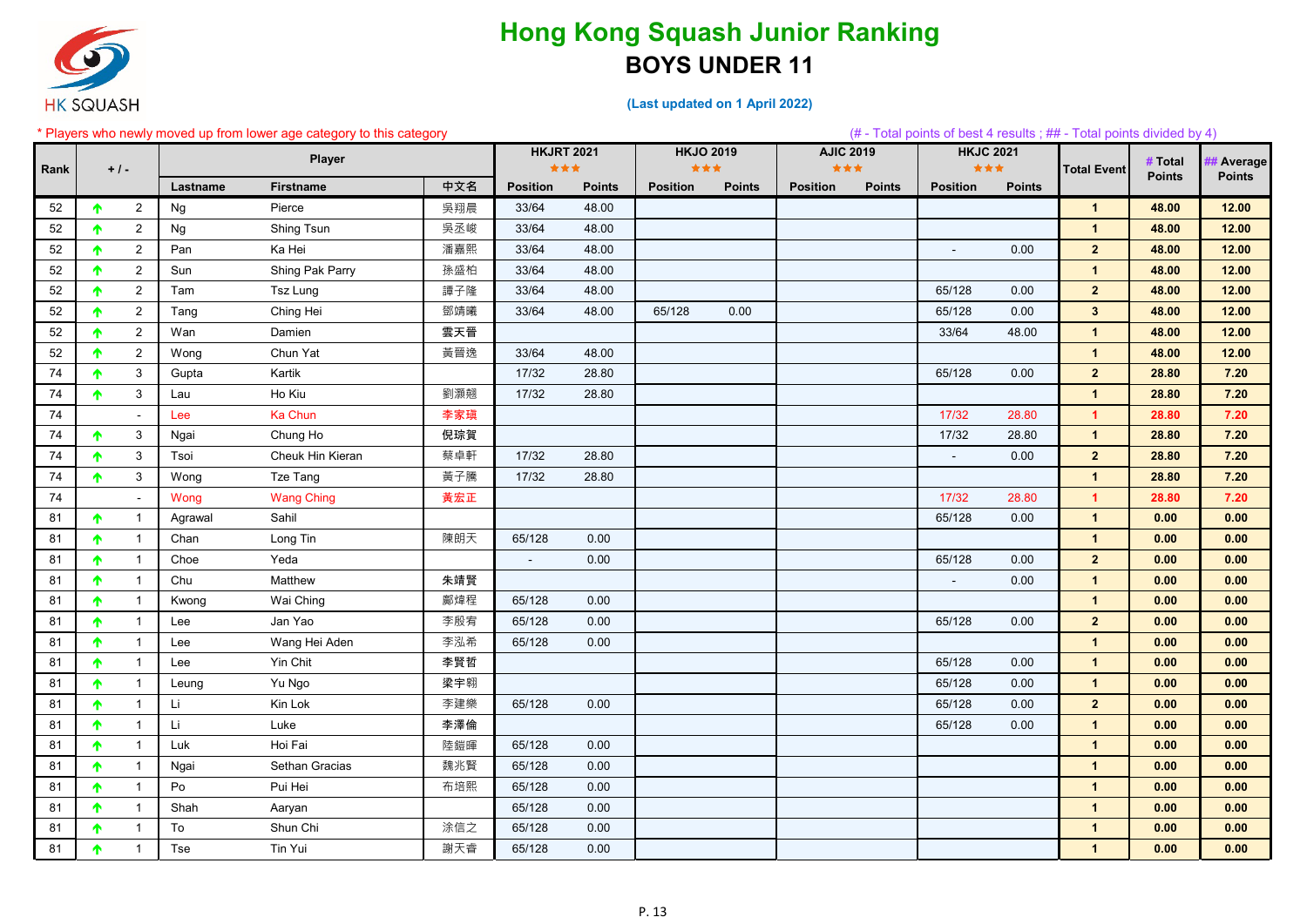HK SQUASH

# Hong Kong Squash Junior Ranking

## BOYS UNDER 11

(Last updated on 1 April 2022)

* Players who newly moved up from lower age category to this category

(# - Total points of best 4 results ; ## - Total points divided by 4)

| Rank | + / - | | Player | | | HKJRT 2021 ★★★ | | HKJO 2019 ★★★ | | AJIC 2019 ★★★ | | HKJC 2021 ★★★ | | Total Event | # Total Points | ## Average Points |
|---|---|---|---|---|---|---|---|---|---|---|---|---|---|---|---|---|
| | | | Lastname | Firstname | 中文名 | Position | Points | Position | Points | Position | Points | Position | Points | | | |
| 52 | ↑ | 2 | Ng | Pierce | 吳翔晨 | 33/64 | 48.00 | | | | | | | 1 | 48.00 | 12.00 |
| 52 | ↑ | 2 | Ng | Shing Tsun | 吳丞峻 | 33/64 | 48.00 | | | | | | | 1 | 48.00 | 12.00 |
| 52 | ↑ | 2 | Pan | Ka Hei | 潘嘉熙 | 33/64 | 48.00 | | | | | - | 0.00 | 2 | 48.00 | 12.00 |
| 52 | ↑ | 2 | Sun | Shing Pak Parry | 孫盛柏 | 33/64 | 48.00 | | | | | | | 1 | 48.00 | 12.00 |
| 52 | ↑ | 2 | Tam | Tsz Lung | 譚子隆 | 33/64 | 48.00 | | | | | 65/128 | 0.00 | 2 | 48.00 | 12.00 |
| 52 | ↑ | 2 | Tang | Ching Hei | 鄧靖曦 | 33/64 | 48.00 | 65/128 | 0.00 | | | 65/128 | 0.00 | 3 | 48.00 | 12.00 |
| 52 | ↑ | 2 | Wan | Damien | 雲天晉 | | | | | | | 33/64 | 48.00 | 1 | 48.00 | 12.00 |
| 52 | ↑ | 2 | Wong | Chun Yat | 黃晉逸 | 33/64 | 48.00 | | | | | | | 1 | 48.00 | 12.00 |
| 74 | ↑ | 3 | Gupta | Kartik | | 17/32 | 28.80 | | | | | 65/128 | 0.00 | 2 | 28.80 | 7.20 |
| 74 | ↑ | 3 | Lau | Ho Kiu | 劉灝翹 | 17/32 | 28.80 | | | | | | | 1 | 28.80 | 7.20 |
| 74 | | - | Lee | Ka Chun | 李家瑱 | | | | | | | 17/32 | 28.80 | 1 | 28.80 | 7.20 |
| 74 | ↑ | 3 | Ngai | Chung Ho | 倪琮賀 | | | | | | | 17/32 | 28.80 | 1 | 28.80 | 7.20 |
| 74 | ↑ | 3 | Tsoi | Cheuk Hin Kieran | 蔡卓軒 | 17/32 | 28.80 | | | | | - | 0.00 | 2 | 28.80 | 7.20 |
| 74 | ↑ | 3 | Wong | Tze Tang | 黃子騰 | 17/32 | 28.80 | | | | | | | 1 | 28.80 | 7.20 |
| 74 | | - | Wong | Wang Ching | 黃宏正 | | | | | | | 17/32 | 28.80 | 1 | 28.80 | 7.20 |
| 81 | ↑ | 1 | Agrawal | Sahil | | | | | | | | 65/128 | 0.00 | 1 | 0.00 | 0.00 |
| 81 | ↑ | 1 | Chan | Long Tin | 陳朗天 | 65/128 | 0.00 | | | | | | | 1 | 0.00 | 0.00 |
| 81 | ↑ | 1 | Choe | Yeda | | - | 0.00 | | | | | 65/128 | 0.00 | 2 | 0.00 | 0.00 |
| 81 | ↑ | 1 | Chu | Matthew | 朱靖賢 | | | | | | | - | 0.00 | 1 | 0.00 | 0.00 |
| 81 | ↑ | 1 | Kwong | Wai Ching | 鄺煒程 | 65/128 | 0.00 | | | | | | | 1 | 0.00 | 0.00 |
| 81 | ↑ | 1 | Lee | Jan Yao | 李殷宥 | 65/128 | 0.00 | | | | | 65/128 | 0.00 | 2 | 0.00 | 0.00 |
| 81 | ↑ | 1 | Lee | Wang Hei Aden | 李泓希 | 65/128 | 0.00 | | | | | | | 1 | 0.00 | 0.00 |
| 81 | ↑ | 1 | Lee | Yin Chit | 李賢哲 | | | | | | | 65/128 | 0.00 | 1 | 0.00 | 0.00 |
| 81 | ↑ | 1 | Leung | Yu Ngo | 梁宇翱 | | | | | | | 65/128 | 0.00 | 1 | 0.00 | 0.00 |
| 81 | ↑ | 1 | Li | Kin Lok | 李建樂 | 65/128 | 0.00 | | | | | 65/128 | 0.00 | 2 | 0.00 | 0.00 |
| 81 | ↑ | 1 | Li | Luke | 李澤倫 | | | | | | | 65/128 | 0.00 | 1 | 0.00 | 0.00 |
| 81 | ↑ | 1 | Luk | Hoi Fai | 陸鎧暉 | 65/128 | 0.00 | | | | | | | 1 | 0.00 | 0.00 |
| 81 | ↑ | 1 | Ngai | Sethan Gracias | 魏兆賢 | 65/128 | 0.00 | | | | | | | 1 | 0.00 | 0.00 |
| 81 | ↑ | 1 | Po | Pui Hei | 布培熙 | 65/128 | 0.00 | | | | | | | 1 | 0.00 | 0.00 |
| 81 | ↑ | 1 | Shah | Aaryan | | 65/128 | 0.00 | | | | | | | 1 | 0.00 | 0.00 |
| 81 | ↑ | 1 | To | Shun Chi | 涂信之 | 65/128 | 0.00 | | | | | | | 1 | 0.00 | 0.00 |
| 81 | ↑ | 1 | Tse | Tin Yui | 謝天睿 | 65/128 | 0.00 | | | | | | | 1 | 0.00 | 0.00 |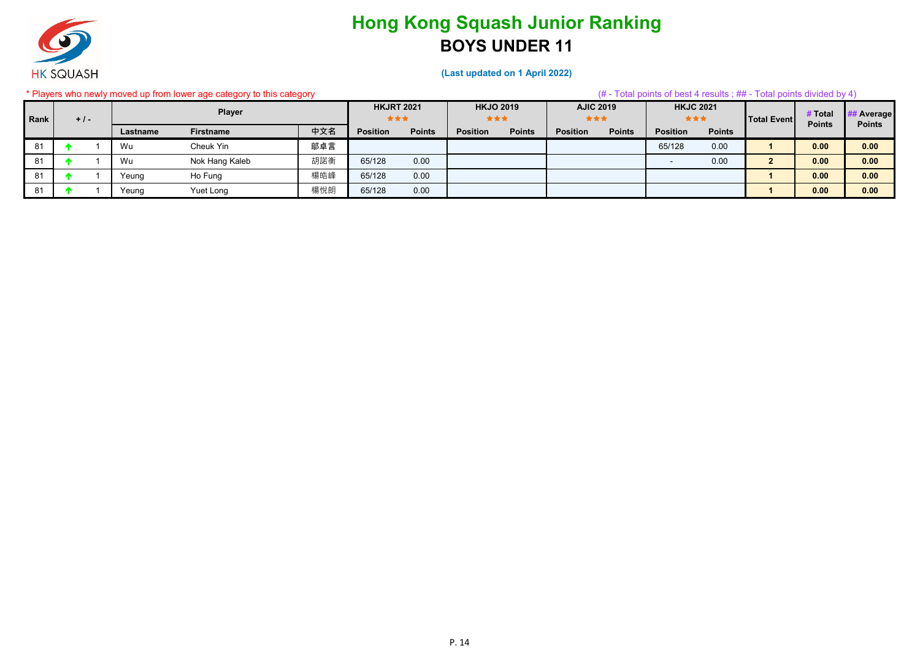# Hong Kong Squash Junior Ranking

## BOYS UNDER 11

**(Last updated on 1 April 2022)**

\* Players who newly moved up from lower age category to this category

(# - Total points of best 4 results ; ## - Total points divided by 4)

| Rank | + / - | | Player | | | HKJRT 2021 ★★★ | | HKJO 2019 ★★★ | | AJIC 2019 ★★★ | | HKJC 2021 ★★★ | | Total Event | # Total Points | ## Average Points |
|---|---|---|---|---|---|---|---|---|---|---|---|---|---|---|---|---|
| | | | Lastname | Firstname | 中文名 | Position | Points | Position | Points | Position | Points | Position | Points | | | |
| 81 | ↑ | 1 | Wu | Cheuk Yin | 鄔卓言 | | | | | | | 65/128 | 0.00 | 1 | 0.00 | 0.00 |
| 81 | ↑ | 1 | Wu | Nok Hang Kaleb | 胡諾衡 | 65/128 | 0.00 | | | | | - | 0.00 | 2 | 0.00 | 0.00 |
| 81 | ↑ | 1 | Yeung | Ho Fung | 楊皓峰 | 65/128 | 0.00 | | | | | | | 1 | 0.00 | 0.00 |
| 81 | ↑ | 1 | Yeung | Yuet Long | 楊悅朗 | 65/128 | 0.00 | | | | | | | 1 | 0.00 | 0.00 |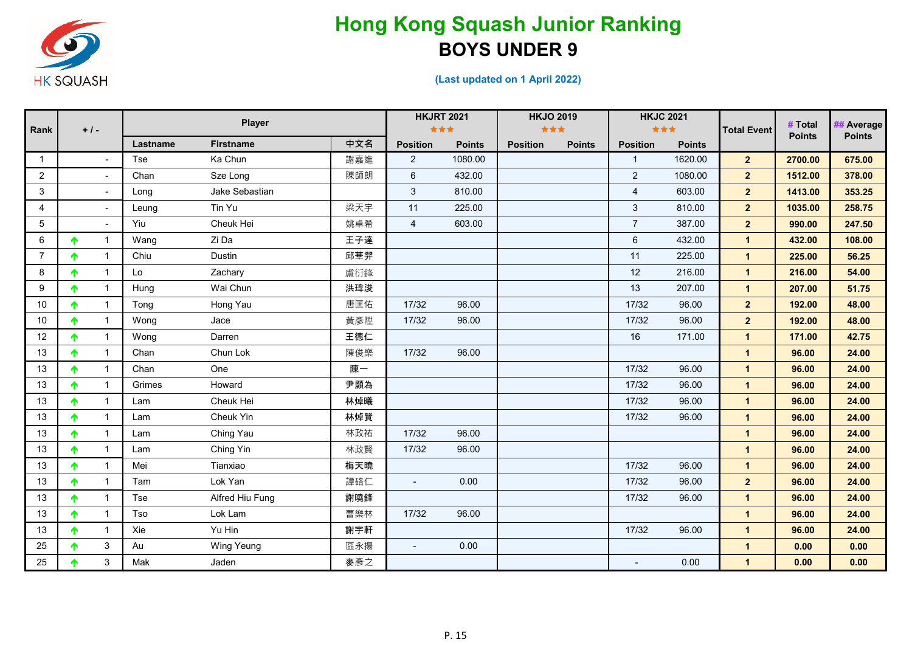HK SQUASH

# Hong Kong Squash Junior Ranking

## BOYS UNDER 9

**(Last updated on 1 April 2022)**

| Rank | + / - | | Player | | | HKJRT 2021 ★★★ | | HKJO 2019 ★★★ | | HKJC 2021 ★★★ | | Total Event | # Total Points | ## Average Points |
|---|---|---|---|---|---|---|---|---|---|---|---|---|---|---|
| | | | Lastname | Firstname | 中文名 | Position | Points | Position | Points | Position | Points | | | |
| 1 | | - | Tse | Ka Chun | 謝嘉進 | 2 | 1080.00 | | | 1 | 1620.00 | 2 | 2700.00 | 675.00 |
| 2 | | - | Chan | Sze Long | 陳師朗 | 6 | 432.00 | | | 2 | 1080.00 | 2 | 1512.00 | 378.00 |
| 3 | | - | Long | Jake Sebastian | | 3 | 810.00 | | | 4 | 603.00 | 2 | 1413.00 | 353.25 |
| 4 | | - | Leung | Tin Yu | 梁天宇 | 11 | 225.00 | | | 3 | 810.00 | 2 | 1035.00 | 258.75 |
| 5 | | - | Yiu | Cheuk Hei | 姚卓希 | 4 | 603.00 | | | 7 | 387.00 | 2 | 990.00 | 247.50 |
| 6 | ↑ | 1 | Wang | Zi Da | 王子達 | | | | | 6 | 432.00 | 1 | 432.00 | 108.00 |
| 7 | ↑ | 1 | Chiu | Dustin | 邱華羿 | | | | | 11 | 225.00 | 1 | 225.00 | 56.25 |
| 8 | ↑ | 1 | Lo | Zachary | 盧衍鋒 | | | | | 12 | 216.00 | 1 | 216.00 | 54.00 |
| 9 | ↑ | 1 | Hung | Wai Chun | 洪瑋浚 | | | | | 13 | 207.00 | 1 | 207.00 | 51.75 |
| 10 | ↑ | 1 | Tong | Hong Yau | 唐匡佑 | 17/32 | 96.00 | | | 17/32 | 96.00 | 2 | 192.00 | 48.00 |
| 10 | ↑ | 1 | Wong | Jace | 黃彥陞 | 17/32 | 96.00 | | | 17/32 | 96.00 | 2 | 192.00 | 48.00 |
| 12 | ↑ | 1 | Wong | Darren | 王德仁 | | | | | 16 | 171.00 | 1 | 171.00 | 42.75 |
| 13 | ↑ | 1 | Chan | Chun Lok | 陳俊樂 | 17/32 | 96.00 | | | | | 1 | 96.00 | 24.00 |
| 13 | ↑ | 1 | Chan | One | 陳一 | | | | | 17/32 | 96.00 | 1 | 96.00 | 24.00 |
| 13 | ↑ | 1 | Grimes | Howard | 尹顥為 | | | | | 17/32 | 96.00 | 1 | 96.00 | 24.00 |
| 13 | ↑ | 1 | Lam | Cheuk Hei | 林焯曦 | | | | | 17/32 | 96.00 | 1 | 96.00 | 24.00 |
| 13 | ↑ | 1 | Lam | Cheuk Yin | 林焯賢 | | | | | 17/32 | 96.00 | 1 | 96.00 | 24.00 |
| 13 | ↑ | 1 | Lam | Ching Yau | 林政祐 | 17/32 | 96.00 | | | | | 1 | 96.00 | 24.00 |
| 13 | ↑ | 1 | Lam | Ching Yin | 林政賢 | 17/32 | 96.00 | | | | | 1 | 96.00 | 24.00 |
| 13 | ↑ | 1 | Mei | Tianxiao | 梅天曉 | | | | | 17/32 | 96.00 | 1 | 96.00 | 24.00 |
| 13 | ↑ | 1 | Tam | Lok Yan | 譚硌仁 | - | 0.00 | | | 17/32 | 96.00 | 2 | 96.00 | 24.00 |
| 13 | ↑ | 1 | Tse | Alfred Hiu Fung | 謝曉鋒 | | | | | 17/32 | 96.00 | 1 | 96.00 | 24.00 |
| 13 | ↑ | 1 | Tso | Lok Lam | 曹樂林 | 17/32 | 96.00 | | | | | 1 | 96.00 | 24.00 |
| 13 | ↑ | 1 | Xie | Yu Hin | 謝宇軒 | | | | | 17/32 | 96.00 | 1 | 96.00 | 24.00 |
| 25 | ↑ | 3 | Au | Wing Yeung | 區永揚 | - | 0.00 | | | | | 1 | 0.00 | 0.00 |
| 25 | ↑ | 3 | Mak | Jaden | 麥彥之 | | | | | - | 0.00 | 1 | 0.00 | 0.00 |